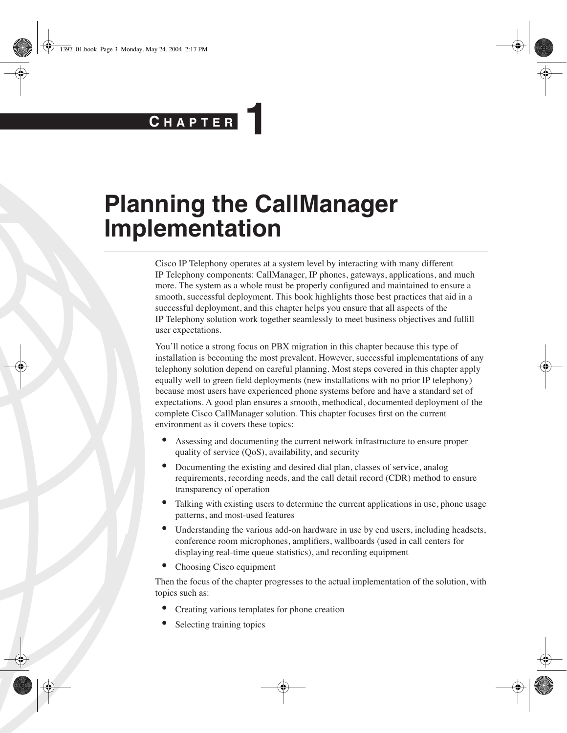# Chapter 1

# Planning the CallManager Implementation

Cisco IP Telephony operates at a system level by interacting with many different IP Telephony components: CallManager, IP phones, gateways, applications, and much more. The system as a whole must be properly configured and maintained to ensure a smooth, successful deployment. This book highlights those best practices that aid in a successful deployment, and this chapter helps you ensure that all aspects of the IP Telephony solution work together seamlessly to meet business objectives and fulfill user expectations.

You'll notice a strong focus on PBX migration in this chapter because this type of installation is becoming the most prevalent. However, successful implementations of any telephony solution depend on careful planning. Most steps covered in this chapter apply equally well to green field deployments (new installations with no prior IP telephony) because most users have experienced phone systems before and have a standard set of expectations. A good plan ensures a smooth, methodical, documented deployment of the complete Cisco CallManager solution. This chapter focuses first on the current environment as it covers these topics:

- Assessing and documenting the current network infrastructure to ensure proper quality of service (QoS), availability, and security
- Documenting the existing and desired dial plan, classes of service, analog requirements, recording needs, and the call detail record (CDR) method to ensure transparency of operation
- Talking with existing users to determine the current applications in use, phone usage patterns, and most-used features
- Understanding the various add-on hardware in use by end users, including headsets, conference room microphones, amplifiers, wallboards (used in call centers for displaying real-time queue statistics), and recording equipment
- Choosing Cisco equipment

Then the focus of the chapter progresses to the actual implementation of the solution, with topics such as:

- Creating various templates for phone creation
- Selecting training topics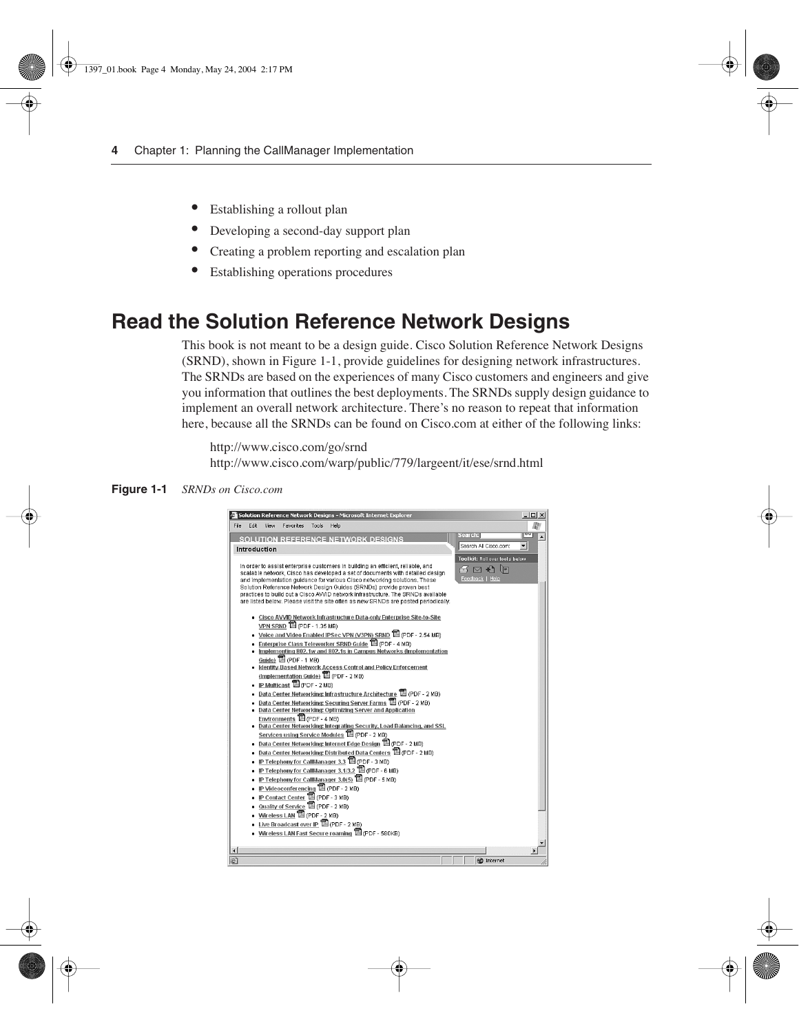- Establishing a rollout plan
- Developing a second-day support plan
- Creating a problem reporting and escalation plan
- Establishing operations procedures

## Read the Solution Reference Network Designs

This book is not meant to be a design guide. Cisco Solution Reference Network Designs (SRND), shown in Figure 1-1, provide guidelines for designing network infrastructures. The SRNDs are based on the experiences of many Cisco customers and engineers and give you information that outlines the best deployments. The SRNDs supply design guidance to implement an overall network architecture. There's no reason to repeat that information here, because all the SRNDs can be found on Cisco.com at either of the following links:

http://www.cisco.com/go/srnd
http://www.cisco.com/warp/public/779/largeent/it/ese/srnd.html

**Figure 1-1** *SRNDs on Cisco.com*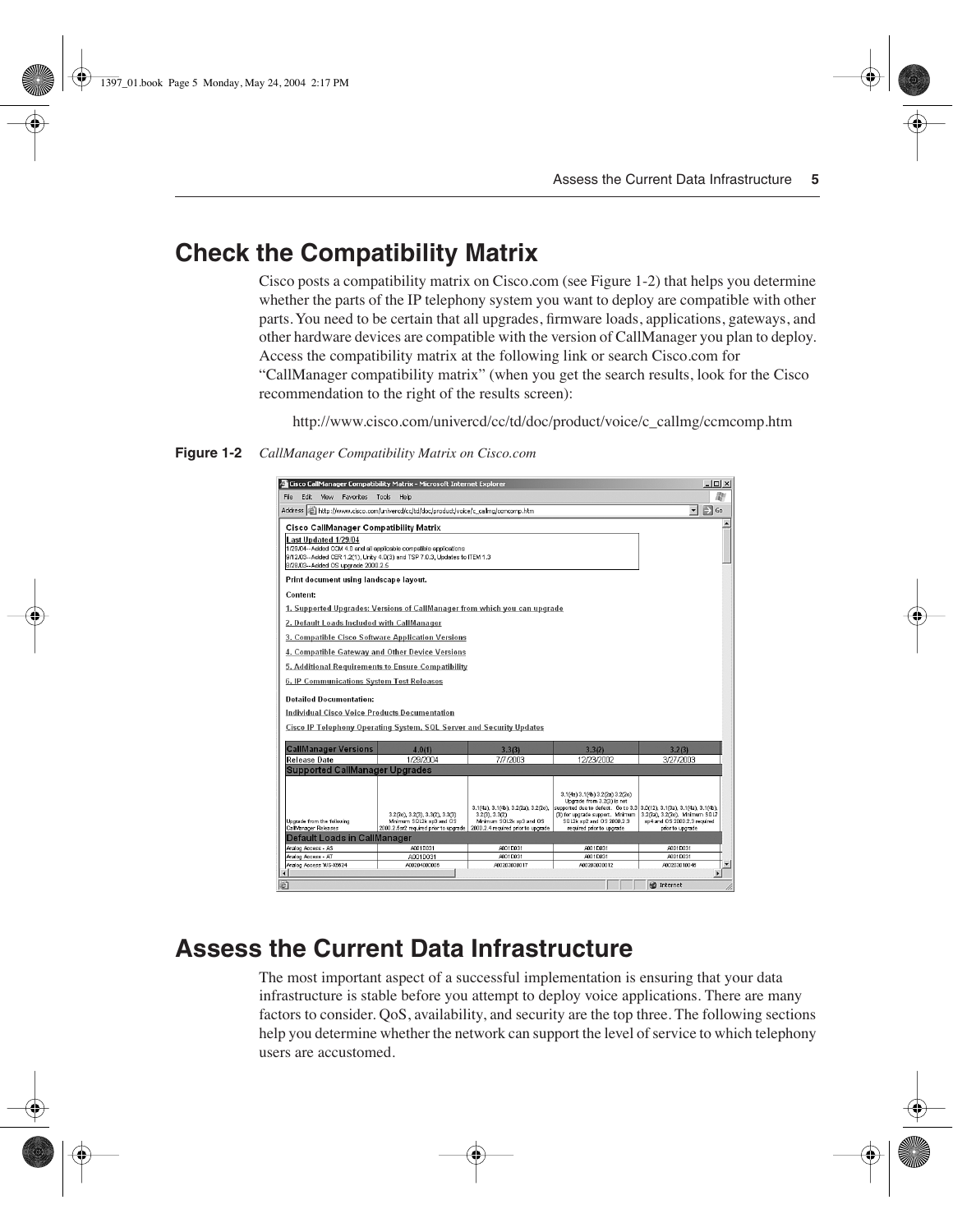## Check the Compatibility Matrix

Cisco posts a compatibility matrix on Cisco.com (see Figure 1-2) that helps you determine whether the parts of the IP telephony system you want to deploy are compatible with other parts. You need to be certain that all upgrades, firmware loads, applications, gateways, and other hardware devices are compatible with the version of CallManager you plan to deploy. Access the compatibility matrix at the following link or search Cisco.com for "CallManager compatibility matrix" (when you get the search results, look for the Cisco recommendation to the right of the results screen):

http://www.cisco.com/univercd/cc/td/doc/product/voice/c_callmg/ccmcomp.htm

**Figure 1-2** *CallManager Compatibility Matrix on Cisco.com*

## Assess the Current Data Infrastructure

The most important aspect of a successful implementation is ensuring that your data infrastructure is stable before you attempt to deploy voice applications. There are many factors to consider. QoS, availability, and security are the top three. The following sections help you determine whether the network can support the level of service to which telephony users are accustomed.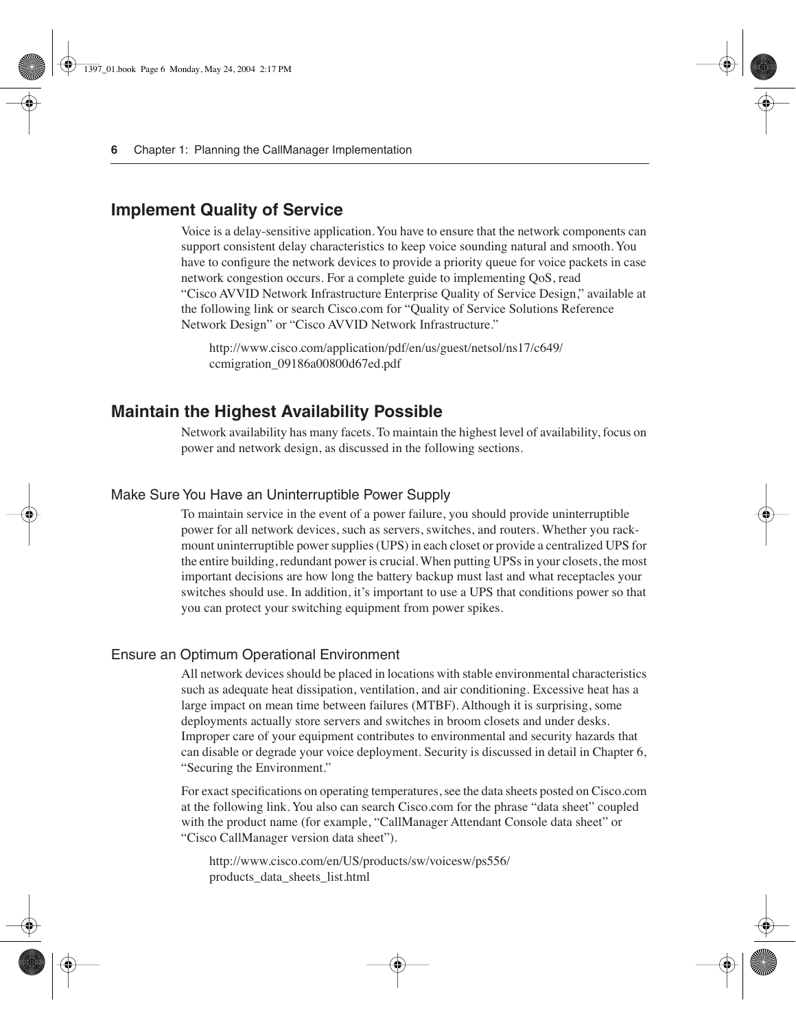## Implement Quality of Service

Voice is a delay-sensitive application. You have to ensure that the network components can support consistent delay characteristics to keep voice sounding natural and smooth. You have to configure the network devices to provide a priority queue for voice packets in case network congestion occurs. For a complete guide to implementing QoS, read "Cisco AVVID Network Infrastructure Enterprise Quality of Service Design," available at the following link or search Cisco.com for "Quality of Service Solutions Reference Network Design" or "Cisco AVVID Network Infrastructure."

http://www.cisco.com/application/pdf/en/us/guest/netsol/ns17/c649/ccmigration_09186a00800d67ed.pdf

## Maintain the Highest Availability Possible

Network availability has many facets. To maintain the highest level of availability, focus on power and network design, as discussed in the following sections.

### Make Sure You Have an Uninterruptible Power Supply

To maintain service in the event of a power failure, you should provide uninterruptible power for all network devices, such as servers, switches, and routers. Whether you rack-mount uninterruptible power supplies (UPS) in each closet or provide a centralized UPS for the entire building, redundant power is crucial. When putting UPSs in your closets, the most important decisions are how long the battery backup must last and what receptacles your switches should use. In addition, it's important to use a UPS that conditions power so that you can protect your switching equipment from power spikes.

### Ensure an Optimum Operational Environment

All network devices should be placed in locations with stable environmental characteristics such as adequate heat dissipation, ventilation, and air conditioning. Excessive heat has a large impact on mean time between failures (MTBF). Although it is surprising, some deployments actually store servers and switches in broom closets and under desks. Improper care of your equipment contributes to environmental and security hazards that can disable or degrade your voice deployment. Security is discussed in detail in Chapter 6, "Securing the Environment."

For exact specifications on operating temperatures, see the data sheets posted on Cisco.com at the following link. You also can search Cisco.com for the phrase "data sheet" coupled with the product name (for example, "CallManager Attendant Console data sheet" or "Cisco CallManager version data sheet").

http://www.cisco.com/en/US/products/sw/voicesw/ps556/products_data_sheets_list.html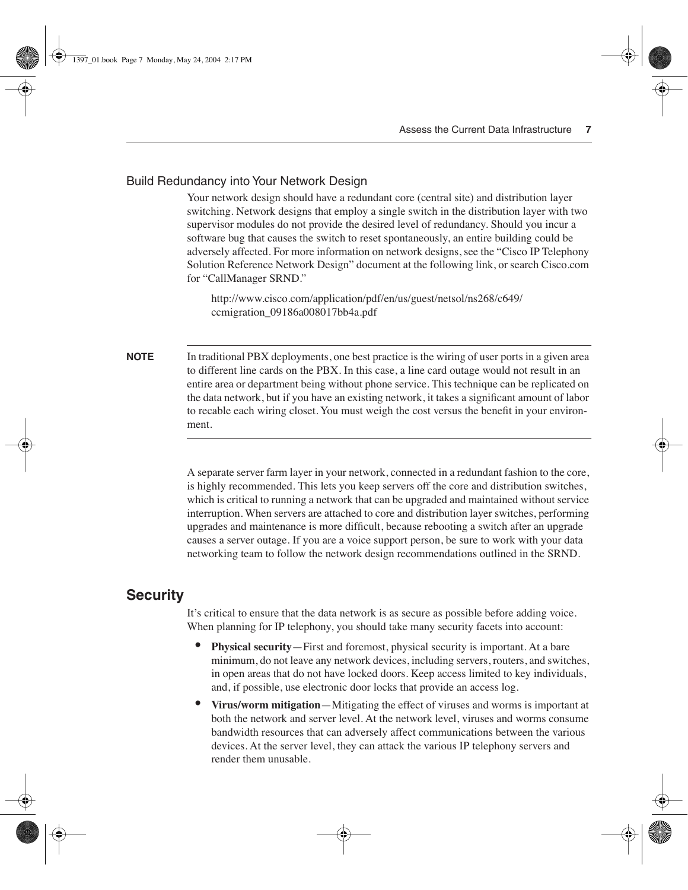### Build Redundancy into Your Network Design

Your network design should have a redundant core (central site) and distribution layer switching. Network designs that employ a single switch in the distribution layer with two supervisor modules do not provide the desired level of redundancy. Should you incur a software bug that causes the switch to reset spontaneously, an entire building could be adversely affected. For more information on network designs, see the "Cisco IP Telephony Solution Reference Network Design" document at the following link, or search Cisco.com for "CallManager SRND."

http://www.cisco.com/application/pdf/en/us/guest/netsol/ns268/c649/ccmigration_09186a008017bb4a.pdf

---

**NOTE** In traditional PBX deployments, one best practice is the wiring of user ports in a given area to different line cards on the PBX. In this case, a line card outage would not result in an entire area or department being without phone service. This technique can be replicated on the data network, but if you have an existing network, it takes a significant amount of labor to recable each wiring closet. You must weigh the cost versus the benefit in your environment.

---

A separate server farm layer in your network, connected in a redundant fashion to the core, is highly recommended. This lets you keep servers off the core and distribution switches, which is critical to running a network that can be upgraded and maintained without service interruption. When servers are attached to core and distribution layer switches, performing upgrades and maintenance is more difficult, because rebooting a switch after an upgrade causes a server outage. If you are a voice support person, be sure to work with your data networking team to follow the network design recommendations outlined in the SRND.

## Security

It's critical to ensure that the data network is as secure as possible before adding voice. When planning for IP telephony, you should take many security facets into account:

- **Physical security**—First and foremost, physical security is important. At a bare minimum, do not leave any network devices, including servers, routers, and switches, in open areas that do not have locked doors. Keep access limited to key individuals, and, if possible, use electronic door locks that provide an access log.
- **Virus/worm mitigation**—Mitigating the effect of viruses and worms is important at both the network and server level. At the network level, viruses and worms consume bandwidth resources that can adversely affect communications between the various devices. At the server level, they can attack the various IP telephony servers and render them unusable.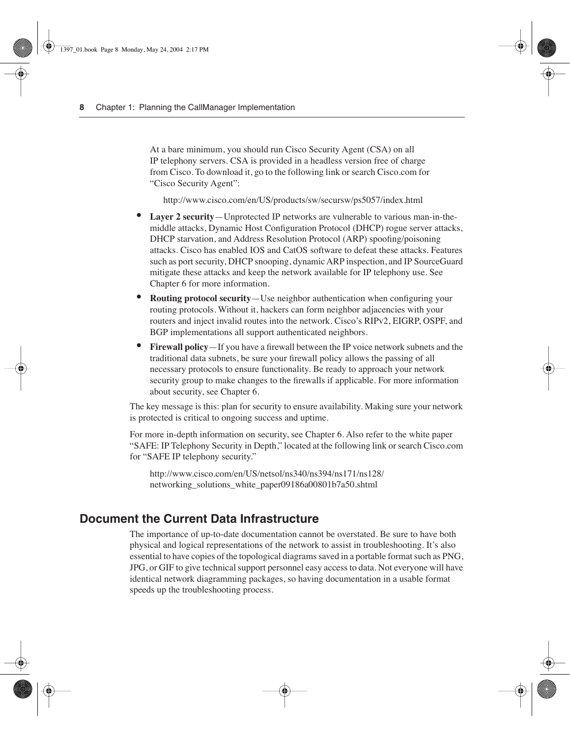At a bare minimum, you should run Cisco Security Agent (CSA) on all IP telephony servers. CSA is provided in a headless version free of charge from Cisco. To download it, go to the following link or search Cisco.com for "Cisco Security Agent":

http://www.cisco.com/en/US/products/sw/secursw/ps5057/index.html

- **Layer 2 security**—Unprotected IP networks are vulnerable to various man-in-the-middle attacks, Dynamic Host Configuration Protocol (DHCP) rogue server attacks, DHCP starvation, and Address Resolution Protocol (ARP) spoofing/poisoning attacks. Cisco has enabled IOS and CatOS software to defeat these attacks. Features such as port security, DHCP snooping, dynamic ARP inspection, and IP SourceGuard mitigate these attacks and keep the network available for IP telephony use. See Chapter 6 for more information.
- **Routing protocol security**—Use neighbor authentication when configuring your routing protocols. Without it, hackers can form neighbor adjacencies with your routers and inject invalid routes into the network. Cisco's RIPv2, EIGRP, OSPF, and BGP implementations all support authenticated neighbors.
- **Firewall policy**—If you have a firewall between the IP voice network subnets and the traditional data subnets, be sure your firewall policy allows the passing of all necessary protocols to ensure functionality. Be ready to approach your network security group to make changes to the firewalls if applicable. For more information about security, see Chapter 6.

The key message is this: plan for security to ensure availability. Making sure your network is protected is critical to ongoing success and uptime.

For more in-depth information on security, see Chapter 6. Also refer to the white paper "SAFE: IP Telephony Security in Depth," located at the following link or search Cisco.com for "SAFE IP telephony security."

http://www.cisco.com/en/US/netsol/ns340/ns394/ns171/ns128/networking_solutions_white_paper09186a00801b7a50.shtml

## Document the Current Data Infrastructure

The importance of up-to-date documentation cannot be overstated. Be sure to have both physical and logical representations of the network to assist in troubleshooting. It's also essential to have copies of the topological diagrams saved in a portable format such as PNG, JPG, or GIF to give technical support personnel easy access to data. Not everyone will have identical network diagramming packages, so having documentation in a usable format speeds up the troubleshooting process.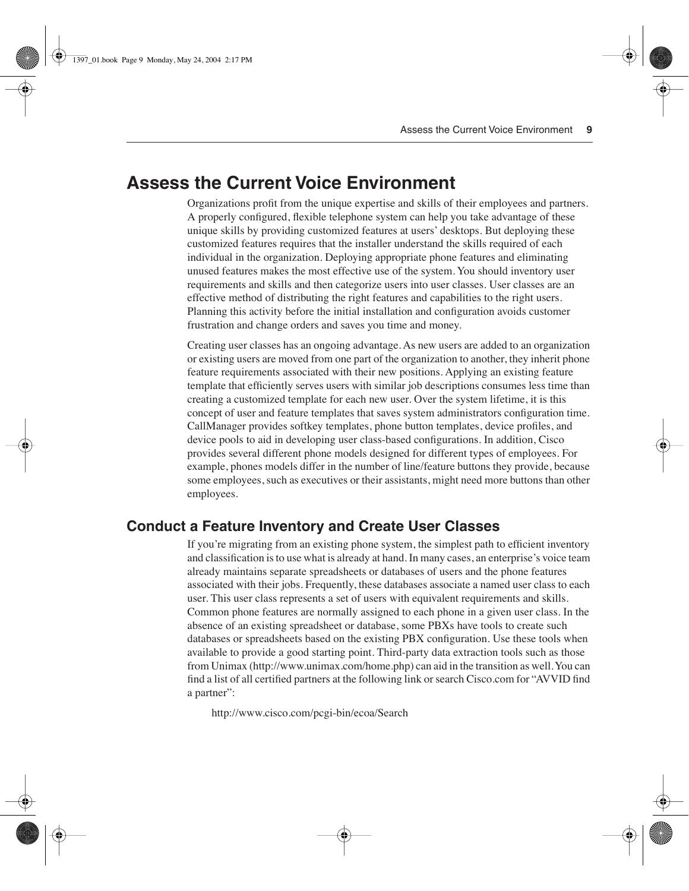# Assess the Current Voice Environment

Organizations profit from the unique expertise and skills of their employees and partners. A properly configured, flexible telephone system can help you take advantage of these unique skills by providing customized features at users' desktops. But deploying these customized features requires that the installer understand the skills required of each individual in the organization. Deploying appropriate phone features and eliminating unused features makes the most effective use of the system. You should inventory user requirements and skills and then categorize users into user classes. User classes are an effective method of distributing the right features and capabilities to the right users. Planning this activity before the initial installation and configuration avoids customer frustration and change orders and saves you time and money.

Creating user classes has an ongoing advantage. As new users are added to an organization or existing users are moved from one part of the organization to another, they inherit phone feature requirements associated with their new positions. Applying an existing feature template that efficiently serves users with similar job descriptions consumes less time than creating a customized template for each new user. Over the system lifetime, it is this concept of user and feature templates that saves system administrators configuration time. CallManager provides softkey templates, phone button templates, device profiles, and device pools to aid in developing user class-based configurations. In addition, Cisco provides several different phone models designed for different types of employees. For example, phones models differ in the number of line/feature buttons they provide, because some employees, such as executives or their assistants, might need more buttons than other employees.

## Conduct a Feature Inventory and Create User Classes

If you're migrating from an existing phone system, the simplest path to efficient inventory and classification is to use what is already at hand. In many cases, an enterprise's voice team already maintains separate spreadsheets or databases of users and the phone features associated with their jobs. Frequently, these databases associate a named user class to each user. This user class represents a set of users with equivalent requirements and skills. Common phone features are normally assigned to each phone in a given user class. In the absence of an existing spreadsheet or database, some PBXs have tools to create such databases or spreadsheets based on the existing PBX configuration. Use these tools when available to provide a good starting point. Third-party data extraction tools such as those from Unimax (http://www.unimax.com/home.php) can aid in the transition as well. You can find a list of all certified partners at the following link or search Cisco.com for "AVVID find a partner":

http://www.cisco.com/pcgi-bin/ecoa/Search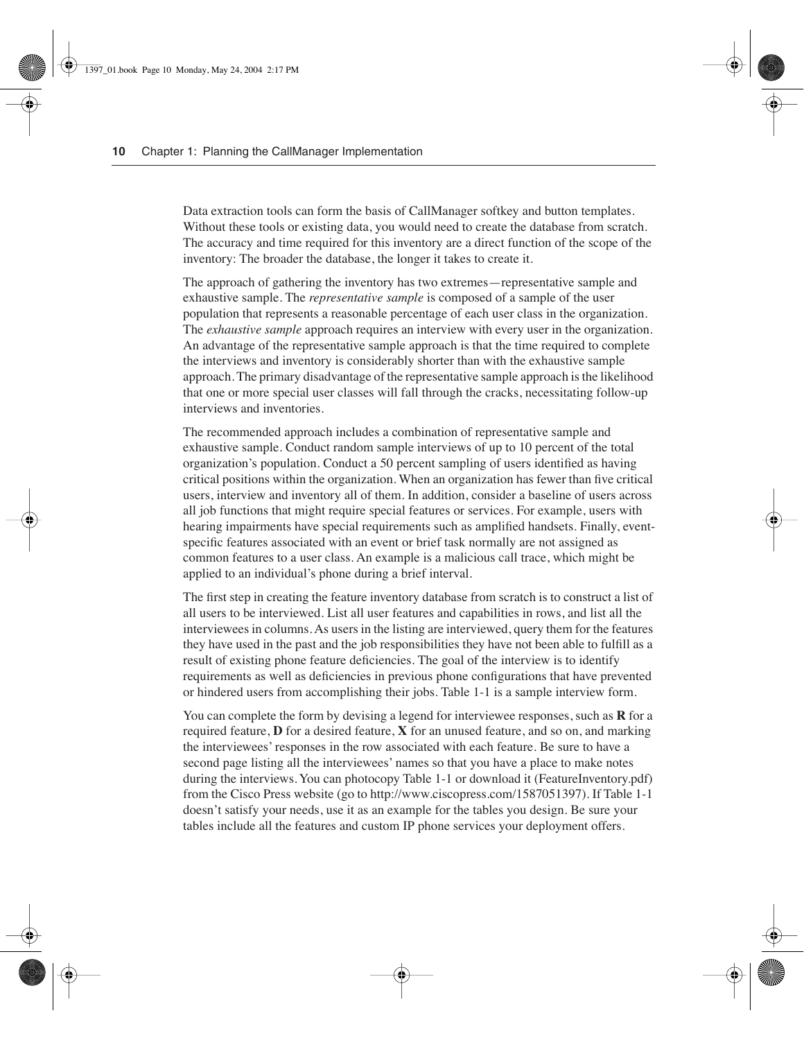Data extraction tools can form the basis of CallManager softkey and button templates. Without these tools or existing data, you would need to create the database from scratch. The accuracy and time required for this inventory are a direct function of the scope of the inventory: The broader the database, the longer it takes to create it.

The approach of gathering the inventory has two extremes—representative sample and exhaustive sample. The *representative sample* is composed of a sample of the user population that represents a reasonable percentage of each user class in the organization. The *exhaustive sample* approach requires an interview with every user in the organization. An advantage of the representative sample approach is that the time required to complete the interviews and inventory is considerably shorter than with the exhaustive sample approach. The primary disadvantage of the representative sample approach is the likelihood that one or more special user classes will fall through the cracks, necessitating follow-up interviews and inventories.

The recommended approach includes a combination of representative sample and exhaustive sample. Conduct random sample interviews of up to 10 percent of the total organization's population. Conduct a 50 percent sampling of users identified as having critical positions within the organization. When an organization has fewer than five critical users, interview and inventory all of them. In addition, consider a baseline of users across all job functions that might require special features or services. For example, users with hearing impairments have special requirements such as amplified handsets. Finally, event-specific features associated with an event or brief task normally are not assigned as common features to a user class. An example is a malicious call trace, which might be applied to an individual's phone during a brief interval.

The first step in creating the feature inventory database from scratch is to construct a list of all users to be interviewed. List all user features and capabilities in rows, and list all the interviewees in columns. As users in the listing are interviewed, query them for the features they have used in the past and the job responsibilities they have not been able to fulfill as a result of existing phone feature deficiencies. The goal of the interview is to identify requirements as well as deficiencies in previous phone configurations that have prevented or hindered users from accomplishing their jobs. Table 1-1 is a sample interview form.

You can complete the form by devising a legend for interviewee responses, such as **R** for a required feature, **D** for a desired feature, **X** for an unused feature, and so on, and marking the interviewees' responses in the row associated with each feature. Be sure to have a second page listing all the interviewees' names so that you have a place to make notes during the interviews. You can photocopy Table 1-1 or download it (FeatureInventory.pdf) from the Cisco Press website (go to http://www.ciscopress.com/1587051397). If Table 1-1 doesn't satisfy your needs, use it as an example for the tables you design. Be sure your tables include all the features and custom IP phone services your deployment offers.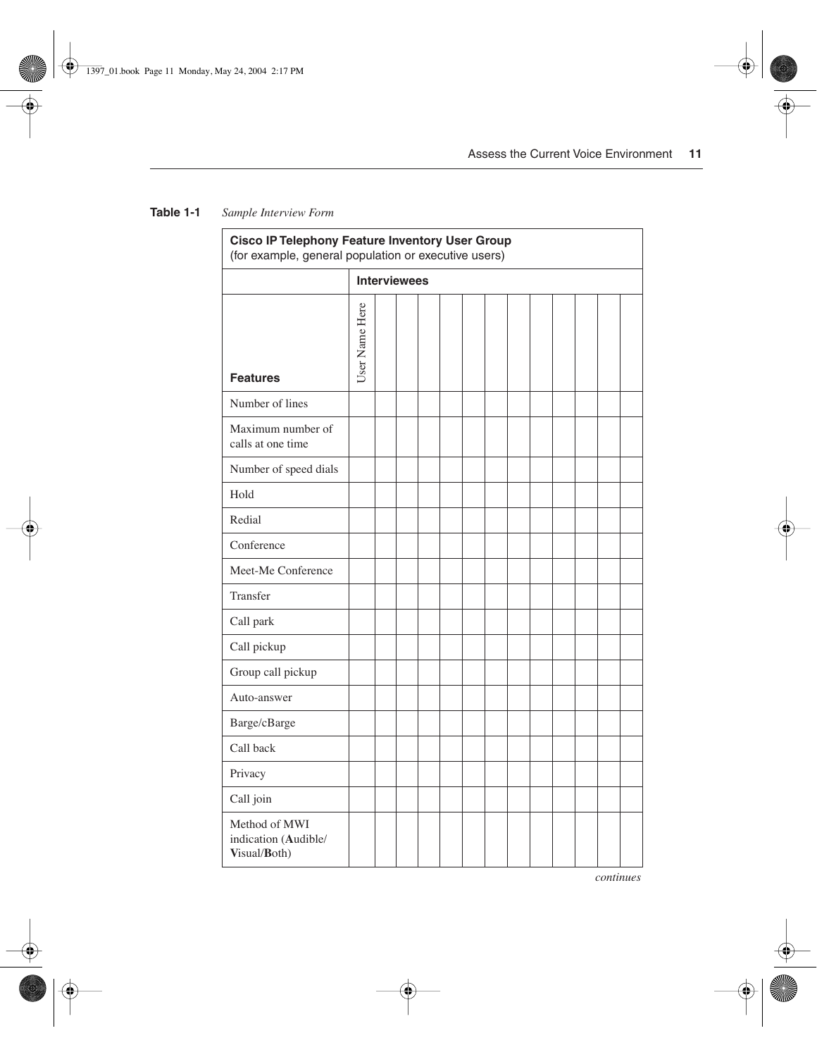**Table 1-1** *Sample Interview Form*

| **Cisco IP Telephony Feature Inventory User Group** (for example, general population or executive users) | | | | | | | | | | | | | |
|---|---|---|---|---|---|---|---|---|---|---|---|---|---|
| | **Interviewees** | | | | | | | | | | | | |
| **Features** | User Name Here | | | | | | | | | | | | |
| Number of lines | | | | | | | | | | | | | |
| Maximum number of calls at one time | | | | | | | | | | | | | |
| Number of speed dials | | | | | | | | | | | | | |
| Hold | | | | | | | | | | | | | |
| Redial | | | | | | | | | | | | | |
| Conference | | | | | | | | | | | | | |
| Meet-Me Conference | | | | | | | | | | | | | |
| Transfer | | | | | | | | | | | | | |
| Call park | | | | | | | | | | | | | |
| Call pickup | | | | | | | | | | | | | |
| Group call pickup | | | | | | | | | | | | | |
| Auto-answer | | | | | | | | | | | | | |
| Barge/cBarge | | | | | | | | | | | | | |
| Call back | | | | | | | | | | | | | |
| Privacy | | | | | | | | | | | | | |
| Call join | | | | | | | | | | | | | |
| Method of MWI indication (**A**udible/**V**isual/**B**oth) | | | | | | | | | | | | | |

*continues*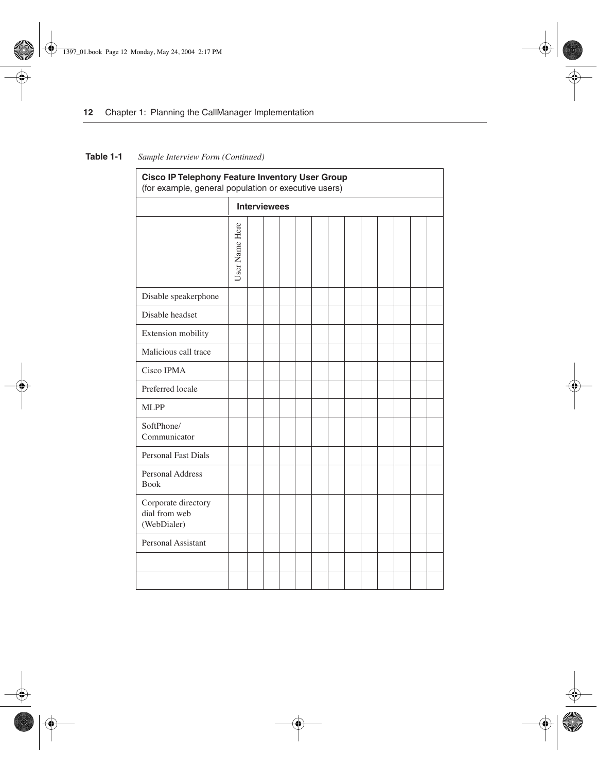**Table 1-1** *Sample Interview Form (Continued)*

| **Cisco IP Telephony Feature Inventory User Group** (for example, general population or executive users) | | | | | | | | | | | | | |
|---|---|---|---|---|---|---|---|---|---|---|---|---|---|
| | **Interviewees** | | | | | | | | | | | | |
| | User Name Here | | | | | | | | | | | | |
| Disable speakerphone | | | | | | | | | | | | | |
| Disable headset | | | | | | | | | | | | | |
| Extension mobility | | | | | | | | | | | | | |
| Malicious call trace | | | | | | | | | | | | | |
| Cisco IPMA | | | | | | | | | | | | | |
| Preferred locale | | | | | | | | | | | | | |
| MLPP | | | | | | | | | | | | | |
| SoftPhone/ Communicator | | | | | | | | | | | | | |
| Personal Fast Dials | | | | | | | | | | | | | |
| Personal Address Book | | | | | | | | | | | | | |
| Corporate directory dial from web (WebDialer) | | | | | | | | | | | | | |
| Personal Assistant | | | | | | | | | | | | | |
| | | | | | | | | | | | | | |
| | | | | | | | | | | | | | |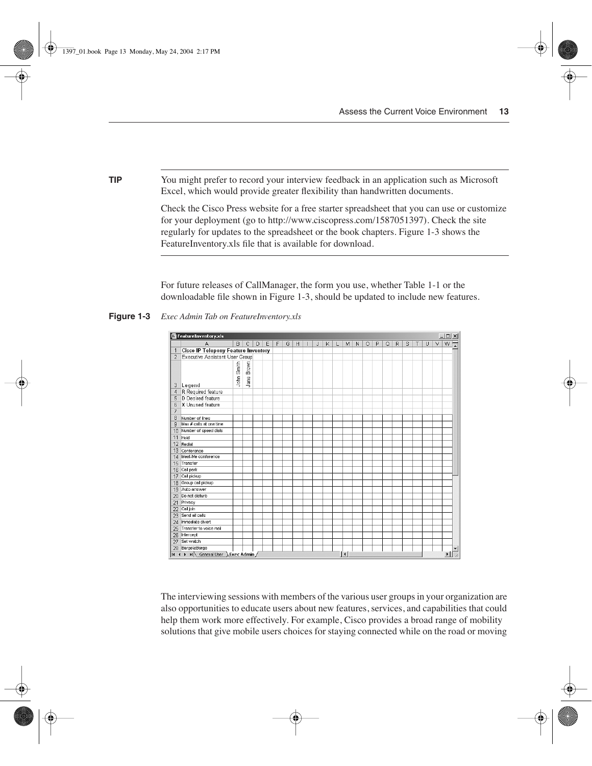**TIP**

You might prefer to record your interview feedback in an application such as Microsoft Excel, which would provide greater flexibility than handwritten documents.

Check the Cisco Press website for a free starter spreadsheet that you can use or customize for your deployment (go to http://www.ciscopress.com/1587051397). Check the site regularly for updates to the spreadsheet or the book chapters. Figure 1-3 shows the FeatureInventory.xls file that is available for download.

For future releases of CallManager, the form you use, whether Table 1-1 or the downloadable file shown in Figure 1-3, should be updated to include new features.

**Figure 1-3** *Exec Admin Tab on FeatureInventory.xls*

| | A | B | C |
|---|---|---|---|
| 1 | **Cisco IP Telepony Feature Inventory** | | |
| 2 | Executive Assistant User Group | | |
| 3 | Legend | John Smith | Jane Brown |
| 4 | R Required feature | | |
| 5 | D Desired feature | | |
| 6 | X Unused feature | | |
| 7 | | | |
| 8 | Number of lines | | |
| 9 | Max # calls at one time | | |
| 10 | Number of speed dials | | |
| 11 | Hold | | |
| 12 | Redial | | |
| 13 | Conference | | |
| 14 | Meet-Me conference | | |
| 15 | Transfer | | |
| 16 | Call park | | |
| 17 | Call pickup | | |
| 18 | Group call pickup | | |
| 19 | Auto-answer | | |
| 20 | Do not disturb | | |
| 21 | Privacy | | |
| 22 | Call join | | |
| 23 | Send all calls | | |
| 24 | Immediate divert | | |
| 25 | Transfer to voice mail | | |
| 26 | Intercept | | |
| 27 | Set watch | | |
| 28 | Barge/cBarge | | |

The interviewing sessions with members of the various user groups in your organization are also opportunities to educate users about new features, services, and capabilities that could help them work more effectively. For example, Cisco provides a broad range of mobility solutions that give mobile users choices for staying connected while on the road or moving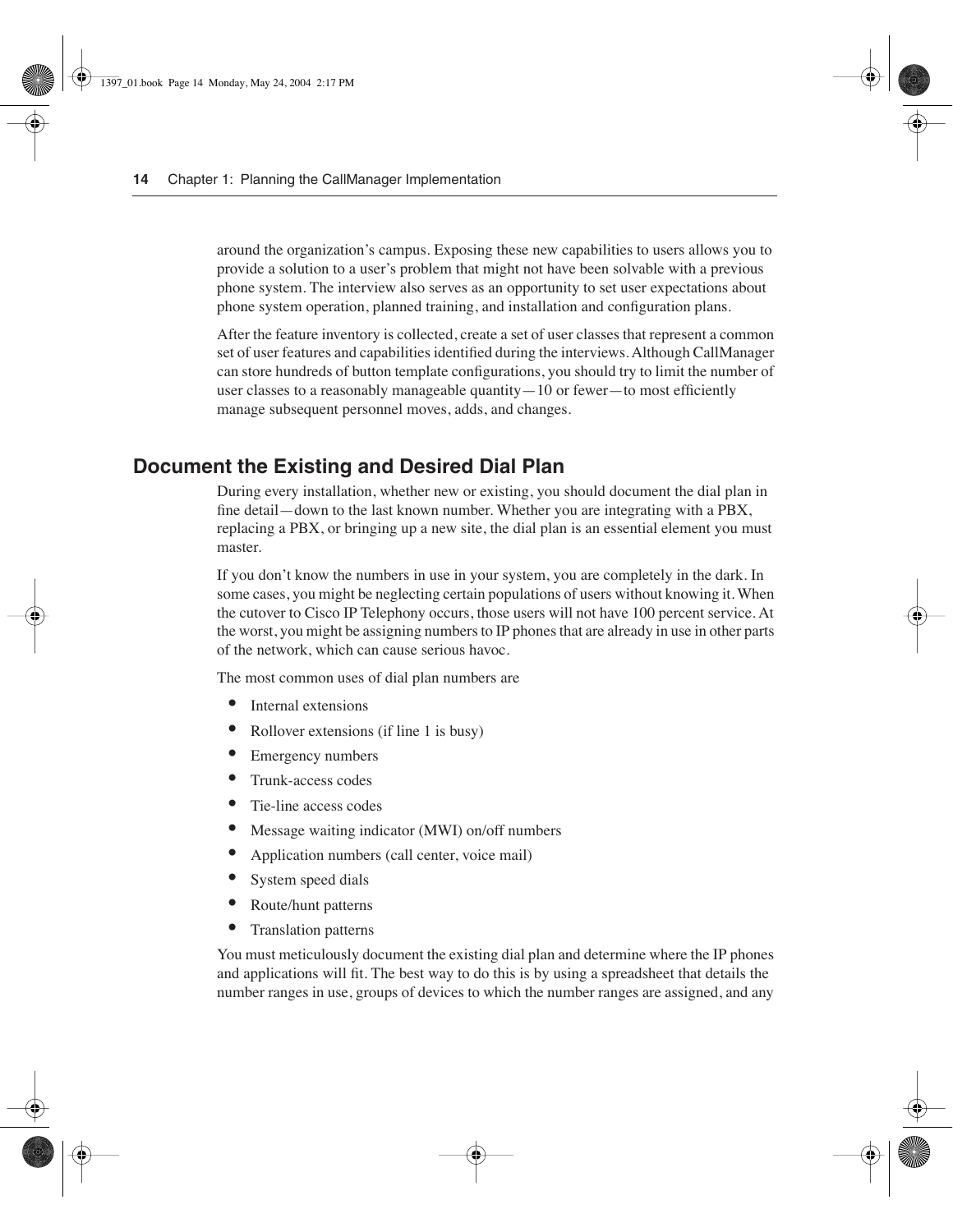around the organization's campus. Exposing these new capabilities to users allows you to provide a solution to a user's problem that might not have been solvable with a previous phone system. The interview also serves as an opportunity to set user expectations about phone system operation, planned training, and installation and configuration plans.

After the feature inventory is collected, create a set of user classes that represent a common set of user features and capabilities identified during the interviews. Although CallManager can store hundreds of button template configurations, you should try to limit the number of user classes to a reasonably manageable quantity—10 or fewer—to most efficiently manage subsequent personnel moves, adds, and changes.

## Document the Existing and Desired Dial Plan

During every installation, whether new or existing, you should document the dial plan in fine detail—down to the last known number. Whether you are integrating with a PBX, replacing a PBX, or bringing up a new site, the dial plan is an essential element you must master.

If you don't know the numbers in use in your system, you are completely in the dark. In some cases, you might be neglecting certain populations of users without knowing it. When the cutover to Cisco IP Telephony occurs, those users will not have 100 percent service. At the worst, you might be assigning numbers to IP phones that are already in use in other parts of the network, which can cause serious havoc.

The most common uses of dial plan numbers are

- Internal extensions
- Rollover extensions (if line 1 is busy)
- Emergency numbers
- Trunk-access codes
- Tie-line access codes
- Message waiting indicator (MWI) on/off numbers
- Application numbers (call center, voice mail)
- System speed dials
- Route/hunt patterns
- Translation patterns

You must meticulously document the existing dial plan and determine where the IP phones and applications will fit. The best way to do this is by using a spreadsheet that details the number ranges in use, groups of devices to which the number ranges are assigned, and any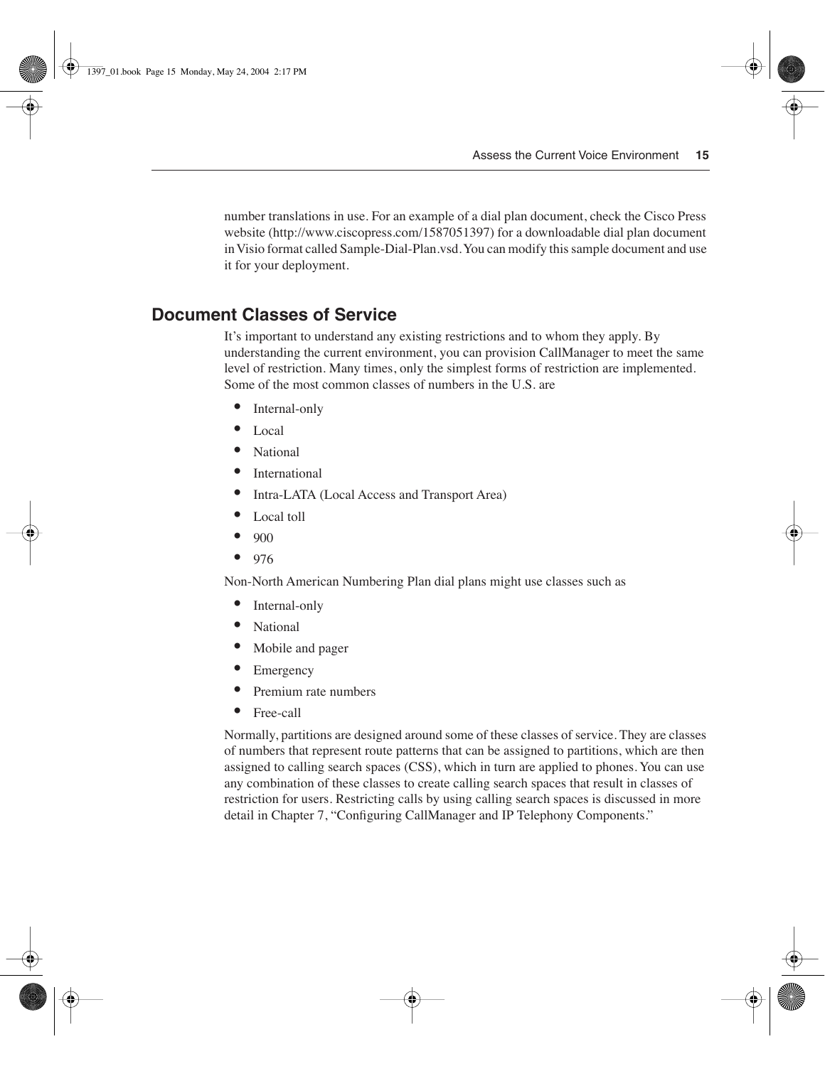number translations in use. For an example of a dial plan document, check the Cisco Press website (http://www.ciscopress.com/1587051397) for a downloadable dial plan document in Visio format called Sample-Dial-Plan.vsd. You can modify this sample document and use it for your deployment.

## Document Classes of Service

It's important to understand any existing restrictions and to whom they apply. By understanding the current environment, you can provision CallManager to meet the same level of restriction. Many times, only the simplest forms of restriction are implemented. Some of the most common classes of numbers in the U.S. are

- Internal-only
- Local
- National
- International
- Intra-LATA (Local Access and Transport Area)
- Local toll
- 900
- 976

Non-North American Numbering Plan dial plans might use classes such as

- Internal-only
- National
- Mobile and pager
- Emergency
- Premium rate numbers
- Free-call

Normally, partitions are designed around some of these classes of service. They are classes of numbers that represent route patterns that can be assigned to partitions, which are then assigned to calling search spaces (CSS), which in turn are applied to phones. You can use any combination of these classes to create calling search spaces that result in classes of restriction for users. Restricting calls by using calling search spaces is discussed in more detail in Chapter 7, "Configuring CallManager and IP Telephony Components."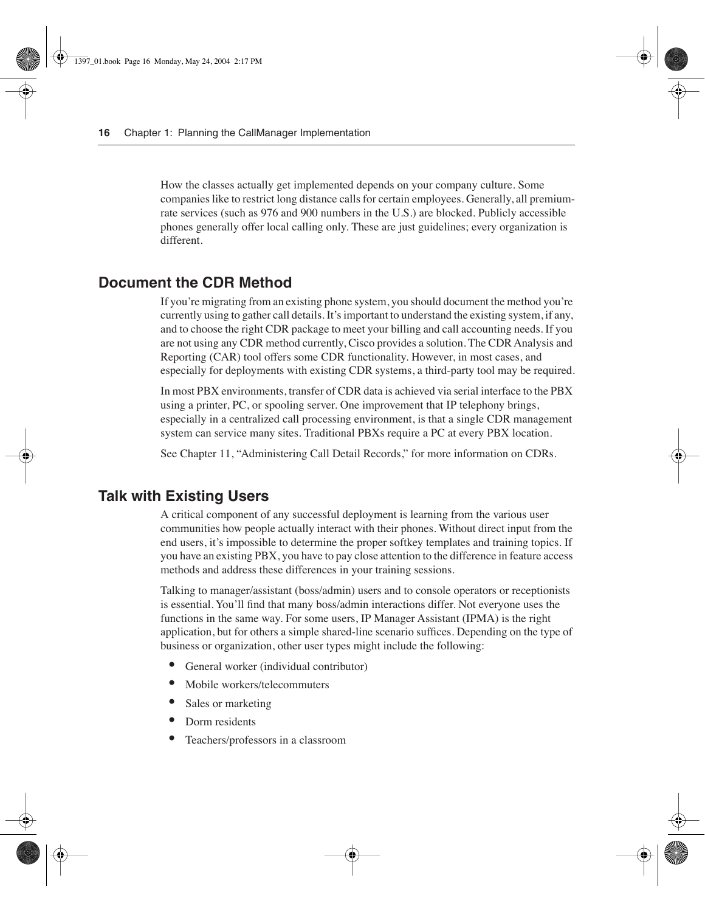How the classes actually get implemented depends on your company culture. Some companies like to restrict long distance calls for certain employees. Generally, all premium-rate services (such as 976 and 900 numbers in the U.S.) are blocked. Publicly accessible phones generally offer local calling only. These are just guidelines; every organization is different.

## Document the CDR Method

If you're migrating from an existing phone system, you should document the method you're currently using to gather call details. It's important to understand the existing system, if any, and to choose the right CDR package to meet your billing and call accounting needs. If you are not using any CDR method currently, Cisco provides a solution. The CDR Analysis and Reporting (CAR) tool offers some CDR functionality. However, in most cases, and especially for deployments with existing CDR systems, a third-party tool may be required.

In most PBX environments, transfer of CDR data is achieved via serial interface to the PBX using a printer, PC, or spooling server. One improvement that IP telephony brings, especially in a centralized call processing environment, is that a single CDR management system can service many sites. Traditional PBXs require a PC at every PBX location.

See Chapter 11, "Administering Call Detail Records," for more information on CDRs.

## Talk with Existing Users

A critical component of any successful deployment is learning from the various user communities how people actually interact with their phones. Without direct input from the end users, it's impossible to determine the proper softkey templates and training topics. If you have an existing PBX, you have to pay close attention to the difference in feature access methods and address these differences in your training sessions.

Talking to manager/assistant (boss/admin) users and to console operators or receptionists is essential. You'll find that many boss/admin interactions differ. Not everyone uses the functions in the same way. For some users, IP Manager Assistant (IPMA) is the right application, but for others a simple shared-line scenario suffices. Depending on the type of business or organization, other user types might include the following:

- General worker (individual contributor)
- Mobile workers/telecommuters
- Sales or marketing
- Dorm residents
- Teachers/professors in a classroom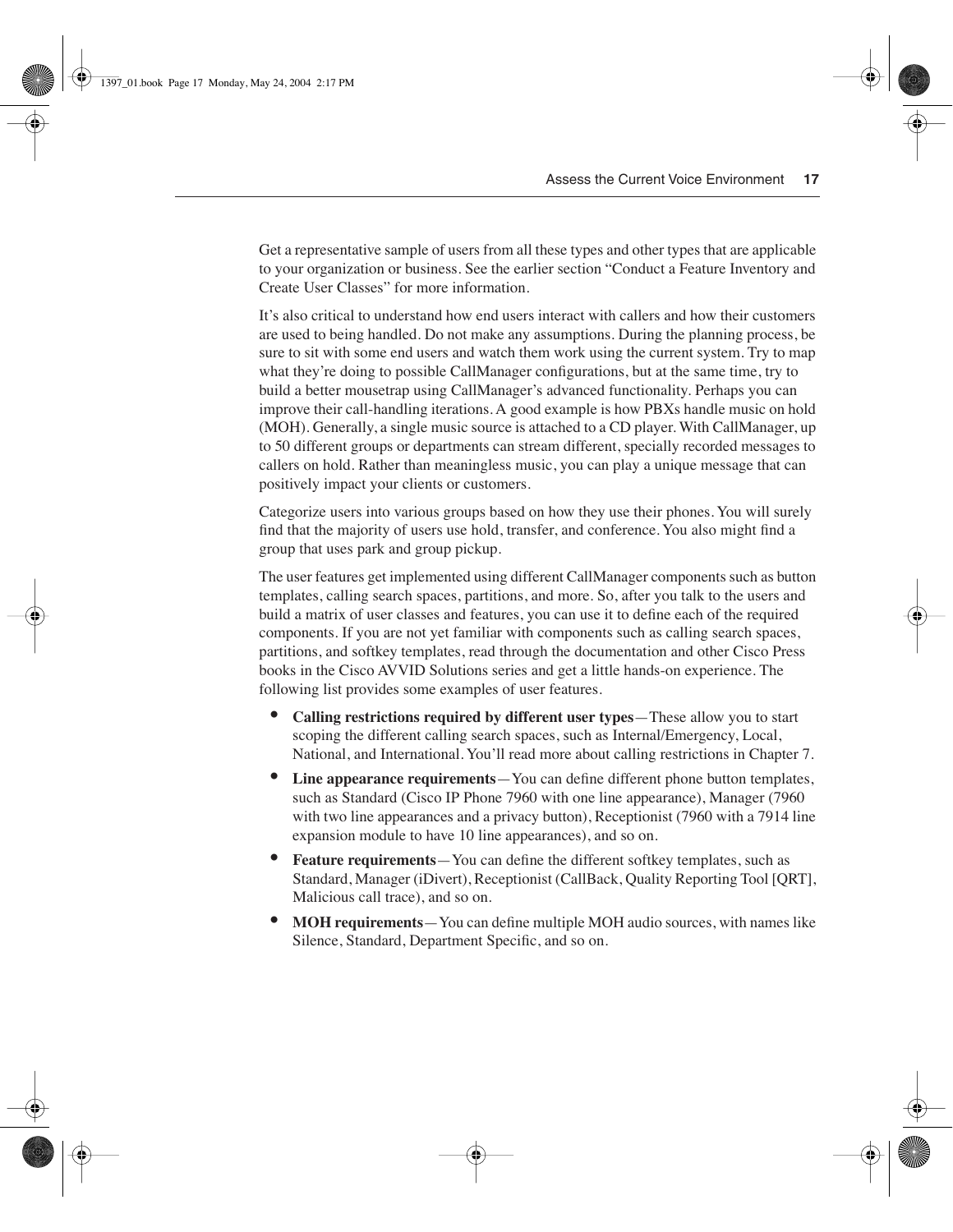Get a representative sample of users from all these types and other types that are applicable to your organization or business. See the earlier section "Conduct a Feature Inventory and Create User Classes" for more information.

It's also critical to understand how end users interact with callers and how their customers are used to being handled. Do not make any assumptions. During the planning process, be sure to sit with some end users and watch them work using the current system. Try to map what they're doing to possible CallManager configurations, but at the same time, try to build a better mousetrap using CallManager's advanced functionality. Perhaps you can improve their call-handling iterations. A good example is how PBXs handle music on hold (MOH). Generally, a single music source is attached to a CD player. With CallManager, up to 50 different groups or departments can stream different, specially recorded messages to callers on hold. Rather than meaningless music, you can play a unique message that can positively impact your clients or customers.

Categorize users into various groups based on how they use their phones. You will surely find that the majority of users use hold, transfer, and conference. You also might find a group that uses park and group pickup.

The user features get implemented using different CallManager components such as button templates, calling search spaces, partitions, and more. So, after you talk to the users and build a matrix of user classes and features, you can use it to define each of the required components. If you are not yet familiar with components such as calling search spaces, partitions, and softkey templates, read through the documentation and other Cisco Press books in the Cisco AVVID Solutions series and get a little hands-on experience. The following list provides some examples of user features.

- **Calling restrictions required by different user types**—These allow you to start scoping the different calling search spaces, such as Internal/Emergency, Local, National, and International. You'll read more about calling restrictions in Chapter 7.
- **Line appearance requirements**—You can define different phone button templates, such as Standard (Cisco IP Phone 7960 with one line appearance), Manager (7960 with two line appearances and a privacy button), Receptionist (7960 with a 7914 line expansion module to have 10 line appearances), and so on.
- **Feature requirements**—You can define the different softkey templates, such as Standard, Manager (iDivert), Receptionist (CallBack, Quality Reporting Tool [QRT], Malicious call trace), and so on.
- **MOH requirements**—You can define multiple MOH audio sources, with names like Silence, Standard, Department Specific, and so on.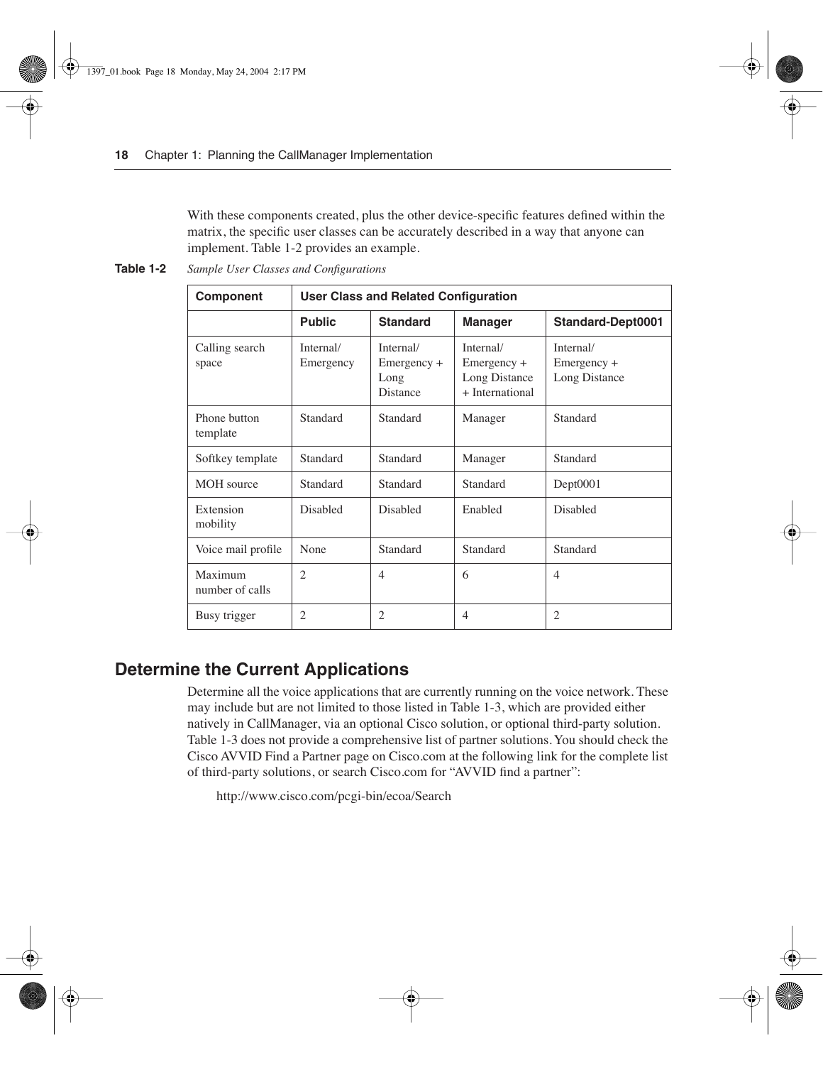With these components created, plus the other device-specific features defined within the matrix, the specific user classes can be accurately described in a way that anyone can implement. Table 1-2 provides an example.

**Table 1-2** *Sample User Classes and Configurations*

| Component | User Class and Related Configuration | | | |
|---|---|---|---|---|
| | **Public** | **Standard** | **Manager** | **Standard-Dept0001** |
| Calling search space | Internal/ Emergency | Internal/ Emergency + Long Distance | Internal/ Emergency + Long Distance + International | Internal/ Emergency + Long Distance |
| Phone button template | Standard | Standard | Manager | Standard |
| Softkey template | Standard | Standard | Manager | Standard |
| MOH source | Standard | Standard | Standard | Dept0001 |
| Extension mobility | Disabled | Disabled | Enabled | Disabled |
| Voice mail profile | None | Standard | Standard | Standard |
| Maximum number of calls | 2 | 4 | 6 | 4 |
| Busy trigger | 2 | 2 | 4 | 2 |

## Determine the Current Applications

Determine all the voice applications that are currently running on the voice network. These may include but are not limited to those listed in Table 1-3, which are provided either natively in CallManager, via an optional Cisco solution, or optional third-party solution. Table 1-3 does not provide a comprehensive list of partner solutions. You should check the Cisco AVVID Find a Partner page on Cisco.com at the following link for the complete list of third-party solutions, or search Cisco.com for "AVVID find a partner":

http://www.cisco.com/pcgi-bin/ecoa/Search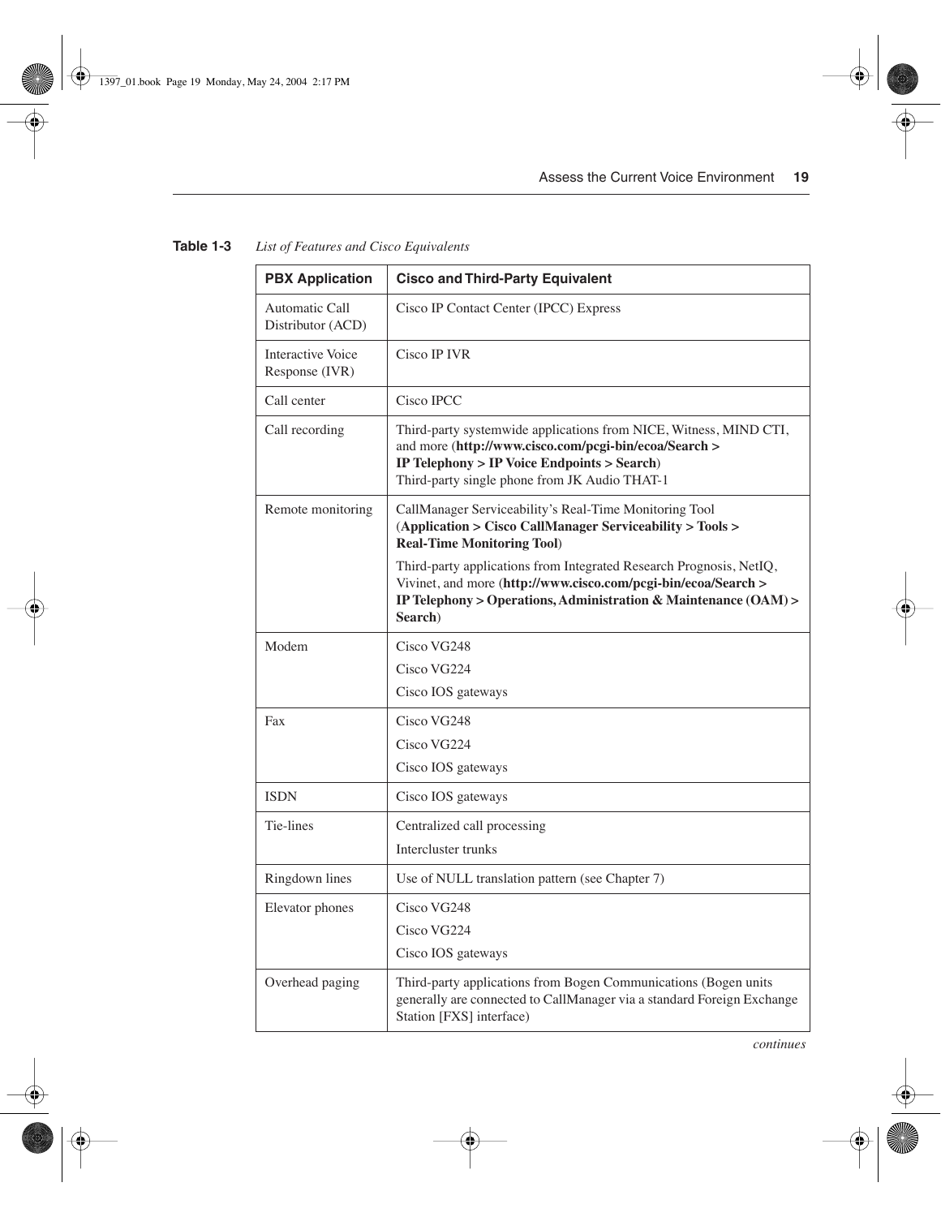**Table 1-3** *List of Features and Cisco Equivalents*

| PBX Application | Cisco and Third-Party Equivalent |
|---|---|
| Automatic Call Distributor (ACD) | Cisco IP Contact Center (IPCC) Express |
| Interactive Voice Response (IVR) | Cisco IP IVR |
| Call center | Cisco IPCC |
| Call recording | Third-party systemwide applications from NICE, Witness, MIND CTI, and more (**http://www.cisco.com/pcgi-bin/ecoa/Search > IP Telephony > IP Voice Endpoints > Search**)<br>Third-party single phone from JK Audio THAT-1 |
| Remote monitoring | CallManager Serviceability's Real-Time Monitoring Tool (**Application > Cisco CallManager Serviceability > Tools > Real-Time Monitoring Tool**)<br>Third-party applications from Integrated Research Prognosis, NetIQ, Vivinet, and more (**http://www.cisco.com/pcgi-bin/ecoa/Search > IP Telephony > Operations, Administration & Maintenance (OAM) > Search**) |
| Modem | Cisco VG248<br>Cisco VG224<br>Cisco IOS gateways |
| Fax | Cisco VG248<br>Cisco VG224<br>Cisco IOS gateways |
| ISDN | Cisco IOS gateways |
| Tie-lines | Centralized call processing<br>Intercluster trunks |
| Ringdown lines | Use of NULL translation pattern (see Chapter 7) |
| Elevator phones | Cisco VG248<br>Cisco VG224<br>Cisco IOS gateways |
| Overhead paging | Third-party applications from Bogen Communications (Bogen units generally are connected to CallManager via a standard Foreign Exchange Station [FXS] interface) |

*continues*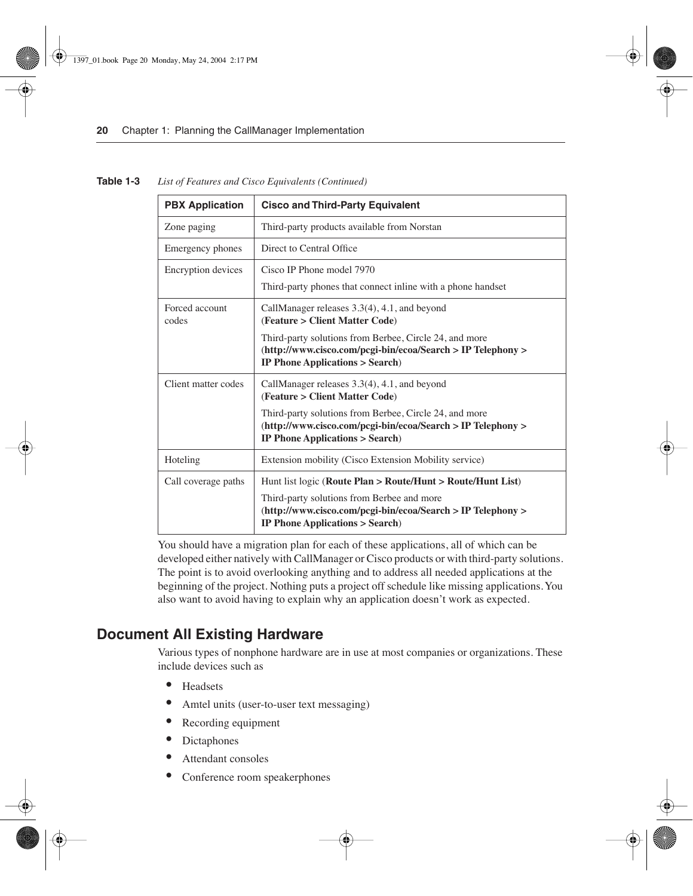**Table 1-3** *List of Features and Cisco Equivalents (Continued)*

| PBX Application | Cisco and Third-Party Equivalent |
|---|---|
| Zone paging | Third-party products available from Norstan |
| Emergency phones | Direct to Central Office |
| Encryption devices | Cisco IP Phone model 7970<br>Third-party phones that connect inline with a phone handset |
| Forced account codes | CallManager releases 3.3(4), 4.1, and beyond (**Feature > Client Matter Code**)<br>Third-party solutions from Berbee, Circle 24, and more (**http://www.cisco.com/pcgi-bin/ecoa/Search > IP Telephony > IP Phone Applications > Search**) |
| Client matter codes | CallManager releases 3.3(4), 4.1, and beyond (**Feature > Client Matter Code**)<br>Third-party solutions from Berbee, Circle 24, and more (**http://www.cisco.com/pcgi-bin/ecoa/Search > IP Telephony > IP Phone Applications > Search**) |
| Hoteling | Extension mobility (Cisco Extension Mobility service) |
| Call coverage paths | Hunt list logic (**Route Plan > Route/Hunt > Route/Hunt List**)<br>Third-party solutions from Berbee and more (**http://www.cisco.com/pcgi-bin/ecoa/Search > IP Telephony > IP Phone Applications > Search**) |

You should have a migration plan for each of these applications, all of which can be developed either natively with CallManager or Cisco products or with third-party solutions. The point is to avoid overlooking anything and to address all needed applications at the beginning of the project. Nothing puts a project off schedule like missing applications. You also want to avoid having to explain why an application doesn't work as expected.

## Document All Existing Hardware

Various types of nonphone hardware are in use at most companies or organizations. These include devices such as

- Headsets
- Amtel units (user-to-user text messaging)
- Recording equipment
- Dictaphones
- Attendant consoles
- Conference room speakerphones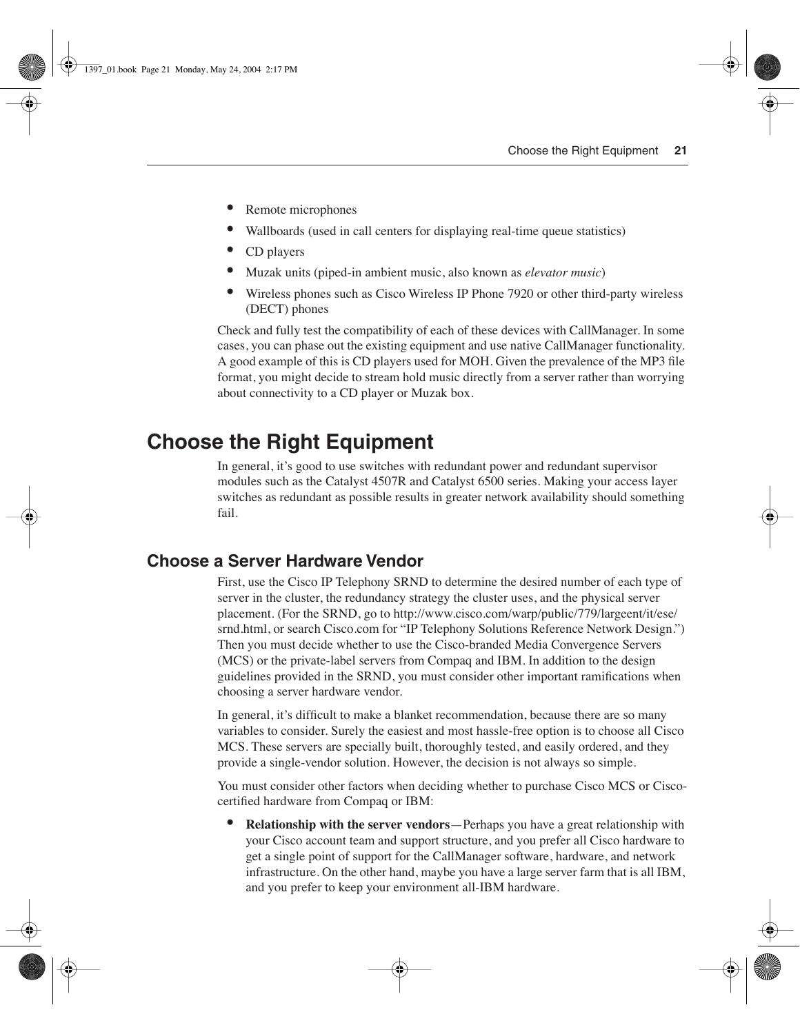- Remote microphones
- Wallboards (used in call centers for displaying real-time queue statistics)
- CD players
- Muzak units (piped-in ambient music, also known as *elevator music*)
- Wireless phones such as Cisco Wireless IP Phone 7920 or other third-party wireless (DECT) phones

Check and fully test the compatibility of each of these devices with CallManager. In some cases, you can phase out the existing equipment and use native CallManager functionality. A good example of this is CD players used for MOH. Given the prevalence of the MP3 file format, you might decide to stream hold music directly from a server rather than worrying about connectivity to a CD player or Muzak box.

# Choose the Right Equipment

In general, it's good to use switches with redundant power and redundant supervisor modules such as the Catalyst 4507R and Catalyst 6500 series. Making your access layer switches as redundant as possible results in greater network availability should something fail.

## Choose a Server Hardware Vendor

First, use the Cisco IP Telephony SRND to determine the desired number of each type of server in the cluster, the redundancy strategy the cluster uses, and the physical server placement. (For the SRND, go to http://www.cisco.com/warp/public/779/largeent/it/ese/srnd.html, or search Cisco.com for "IP Telephony Solutions Reference Network Design.") Then you must decide whether to use the Cisco-branded Media Convergence Servers (MCS) or the private-label servers from Compaq and IBM. In addition to the design guidelines provided in the SRND, you must consider other important ramifications when choosing a server hardware vendor.

In general, it's difficult to make a blanket recommendation, because there are so many variables to consider. Surely the easiest and most hassle-free option is to choose all Cisco MCS. These servers are specially built, thoroughly tested, and easily ordered, and they provide a single-vendor solution. However, the decision is not always so simple.

You must consider other factors when deciding whether to purchase Cisco MCS or Cisco-certified hardware from Compaq or IBM:

- **Relationship with the server vendors**—Perhaps you have a great relationship with your Cisco account team and support structure, and you prefer all Cisco hardware to get a single point of support for the CallManager software, hardware, and network infrastructure. On the other hand, maybe you have a large server farm that is all IBM, and you prefer to keep your environment all-IBM hardware.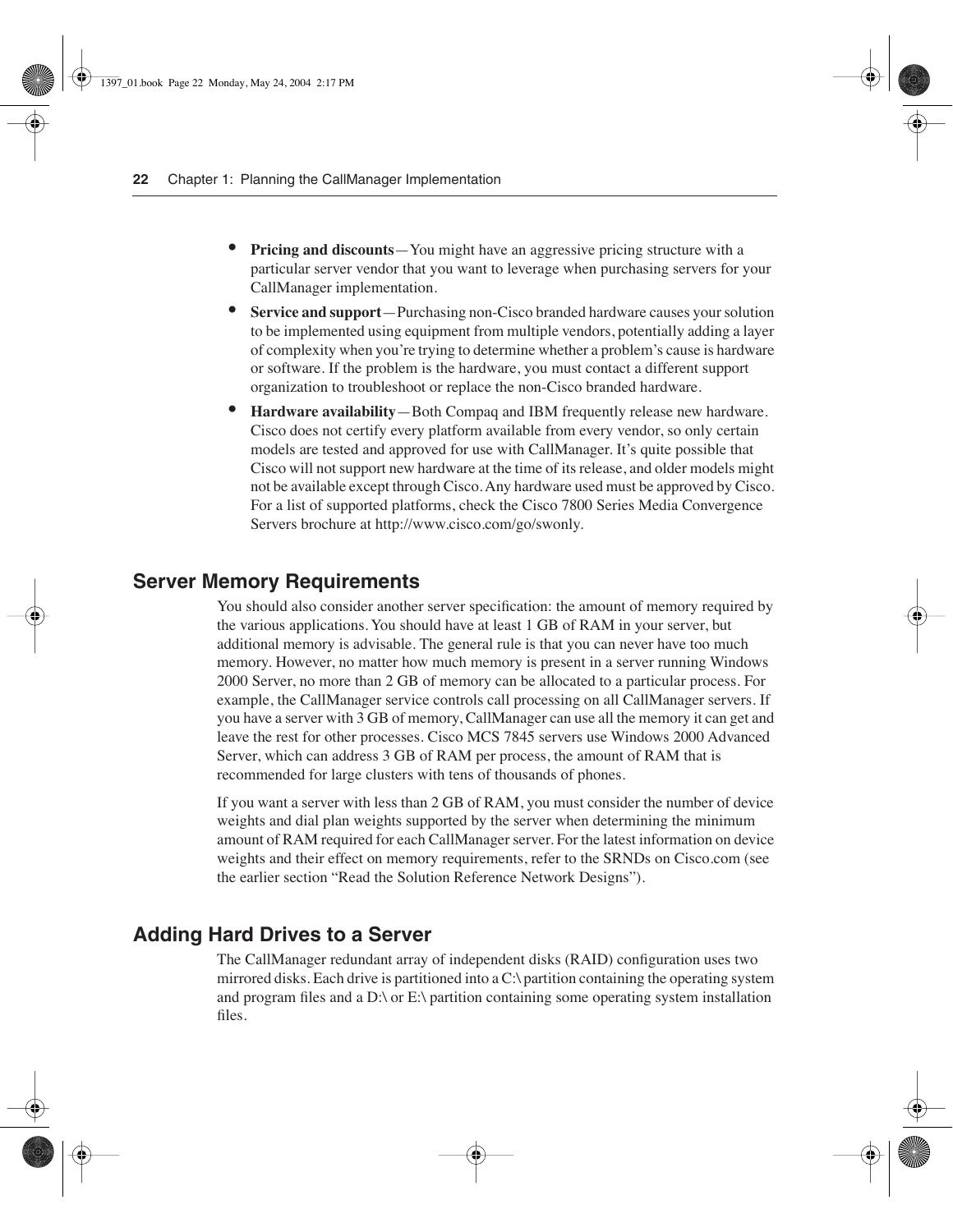- **Pricing and discounts**—You might have an aggressive pricing structure with a particular server vendor that you want to leverage when purchasing servers for your CallManager implementation.
- **Service and support**—Purchasing non-Cisco branded hardware causes your solution to be implemented using equipment from multiple vendors, potentially adding a layer of complexity when you're trying to determine whether a problem's cause is hardware or software. If the problem is the hardware, you must contact a different support organization to troubleshoot or replace the non-Cisco branded hardware.
- **Hardware availability**—Both Compaq and IBM frequently release new hardware. Cisco does not certify every platform available from every vendor, so only certain models are tested and approved for use with CallManager. It's quite possible that Cisco will not support new hardware at the time of its release, and older models might not be available except through Cisco. Any hardware used must be approved by Cisco. For a list of supported platforms, check the Cisco 7800 Series Media Convergence Servers brochure at http://www.cisco.com/go/swonly.

## Server Memory Requirements

You should also consider another server specification: the amount of memory required by the various applications. You should have at least 1 GB of RAM in your server, but additional memory is advisable. The general rule is that you can never have too much memory. However, no matter how much memory is present in a server running Windows 2000 Server, no more than 2 GB of memory can be allocated to a particular process. For example, the CallManager service controls call processing on all CallManager servers. If you have a server with 3 GB of memory, CallManager can use all the memory it can get and leave the rest for other processes. Cisco MCS 7845 servers use Windows 2000 Advanced Server, which can address 3 GB of RAM per process, the amount of RAM that is recommended for large clusters with tens of thousands of phones.

If you want a server with less than 2 GB of RAM, you must consider the number of device weights and dial plan weights supported by the server when determining the minimum amount of RAM required for each CallManager server. For the latest information on device weights and their effect on memory requirements, refer to the SRNDs on Cisco.com (see the earlier section "Read the Solution Reference Network Designs").

## Adding Hard Drives to a Server

The CallManager redundant array of independent disks (RAID) configuration uses two mirrored disks. Each drive is partitioned into a C:\ partition containing the operating system and program files and a D:\ or E:\ partition containing some operating system installation files.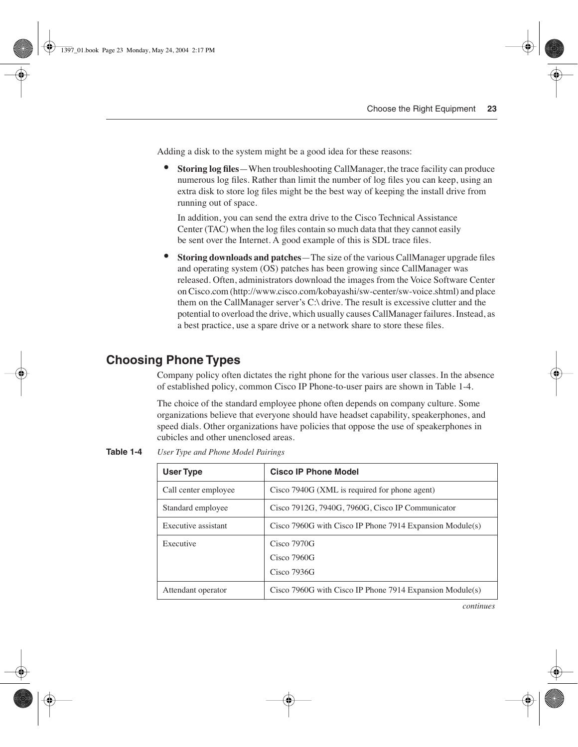Adding a disk to the system might be a good idea for these reasons:

- **Storing log files**—When troubleshooting CallManager, the trace facility can produce numerous log files. Rather than limit the number of log files you can keep, using an extra disk to store log files might be the best way of keeping the install drive from running out of space.

  In addition, you can send the extra drive to the Cisco Technical Assistance Center (TAC) when the log files contain so much data that they cannot easily be sent over the Internet. A good example of this is SDL trace files.

- **Storing downloads and patches**—The size of the various CallManager upgrade files and operating system (OS) patches has been growing since CallManager was released. Often, administrators download the images from the Voice Software Center on Cisco.com (http://www.cisco.com/kobayashi/sw-center/sw-voice.shtml) and place them on the CallManager server's C:\ drive. The result is excessive clutter and the potential to overload the drive, which usually causes CallManager failures. Instead, as a best practice, use a spare drive or a network share to store these files.

## Choosing Phone Types

Company policy often dictates the right phone for the various user classes. In the absence of established policy, common Cisco IP Phone-to-user pairs are shown in Table 1-4.

The choice of the standard employee phone often depends on company culture. Some organizations believe that everyone should have headset capability, speakerphones, and speed dials. Other organizations have policies that oppose the use of speakerphones in cubicles and other unenclosed areas.

**Table 1-4** *User Type and Phone Model Pairings*

| User Type | Cisco IP Phone Model |
|---|---|
| Call center employee | Cisco 7940G (XML is required for phone agent) |
| Standard employee | Cisco 7912G, 7940G, 7960G, Cisco IP Communicator |
| Executive assistant | Cisco 7960G with Cisco IP Phone 7914 Expansion Module(s) |
| Executive | Cisco 7970G<br>Cisco 7960G<br>Cisco 7936G |
| Attendant operator | Cisco 7960G with Cisco IP Phone 7914 Expansion Module(s) |

*continues*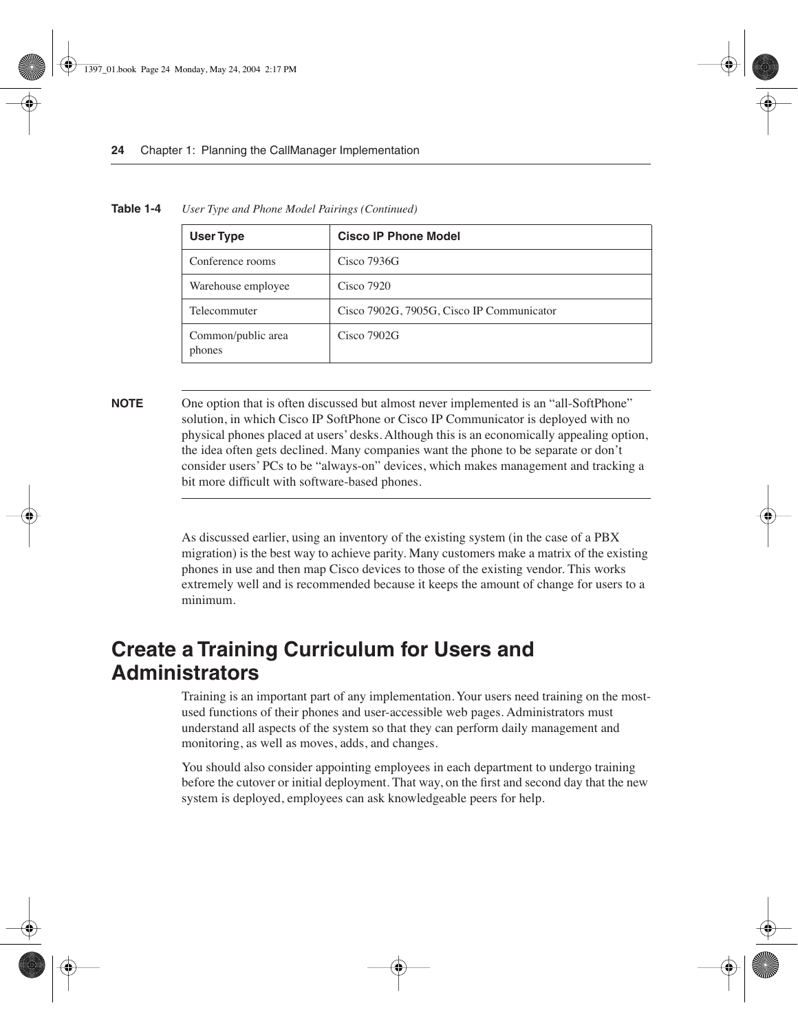**Table 1-4** *User Type and Phone Model Pairings (Continued)*

| User Type | Cisco IP Phone Model |
| --- | --- |
| Conference rooms | Cisco 7936G |
| Warehouse employee | Cisco 7920 |
| Telecommuter | Cisco 7902G, 7905G, Cisco IP Communicator |
| Common/public area phones | Cisco 7902G |

**NOTE** One option that is often discussed but almost never implemented is an "all-SoftPhone" solution, in which Cisco IP SoftPhone or Cisco IP Communicator is deployed with no physical phones placed at users' desks. Although this is an economically appealing option, the idea often gets declined. Many companies want the phone to be separate or don't consider users' PCs to be "always-on" devices, which makes management and tracking a bit more difficult with software-based phones.

As discussed earlier, using an inventory of the existing system (in the case of a PBX migration) is the best way to achieve parity. Many customers make a matrix of the existing phones in use and then map Cisco devices to those of the existing vendor. This works extremely well and is recommended because it keeps the amount of change for users to a minimum.

## Create a Training Curriculum for Users and Administrators

Training is an important part of any implementation. Your users need training on the most-used functions of their phones and user-accessible web pages. Administrators must understand all aspects of the system so that they can perform daily management and monitoring, as well as moves, adds, and changes.

You should also consider appointing employees in each department to undergo training before the cutover or initial deployment. That way, on the first and second day that the new system is deployed, employees can ask knowledgeable peers for help.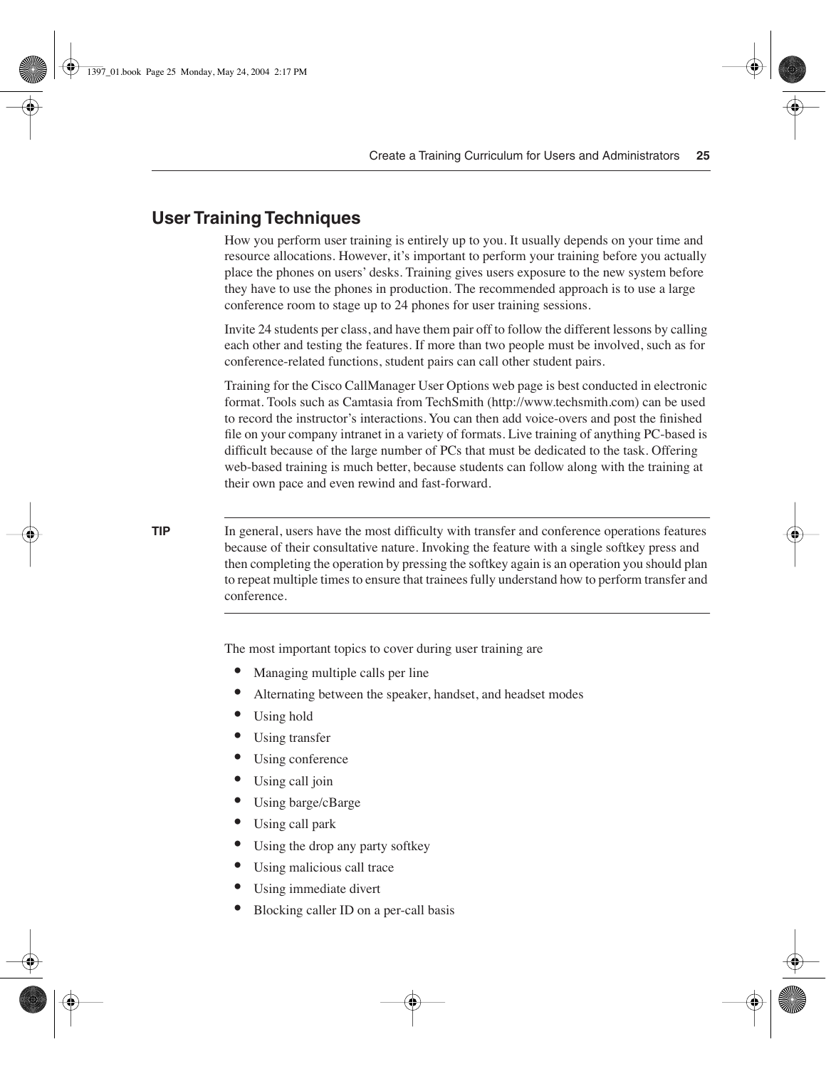## User Training Techniques

How you perform user training is entirely up to you. It usually depends on your time and resource allocations. However, it's important to perform your training before you actually place the phones on users' desks. Training gives users exposure to the new system before they have to use the phones in production. The recommended approach is to use a large conference room to stage up to 24 phones for user training sessions.

Invite 24 students per class, and have them pair off to follow the different lessons by calling each other and testing the features. If more than two people must be involved, such as for conference-related functions, student pairs can call other student pairs.

Training for the Cisco CallManager User Options web page is best conducted in electronic format. Tools such as Camtasia from TechSmith (http://www.techsmith.com) can be used to record the instructor's interactions. You can then add voice-overs and post the finished file on your company intranet in a variety of formats. Live training of anything PC-based is difficult because of the large number of PCs that must be dedicated to the task. Offering web-based training is much better, because students can follow along with the training at their own pace and even rewind and fast-forward.

---

**TIP** In general, users have the most difficulty with transfer and conference operations features because of their consultative nature. Invoking the feature with a single softkey press and then completing the operation by pressing the softkey again is an operation you should plan to repeat multiple times to ensure that trainees fully understand how to perform transfer and conference.

---

The most important topics to cover during user training are

- Managing multiple calls per line
- Alternating between the speaker, handset, and headset modes
- Using hold
- Using transfer
- Using conference
- Using call join
- Using barge/cBarge
- Using call park
- Using the drop any party softkey
- Using malicious call trace
- Using immediate divert
- Blocking caller ID on a per-call basis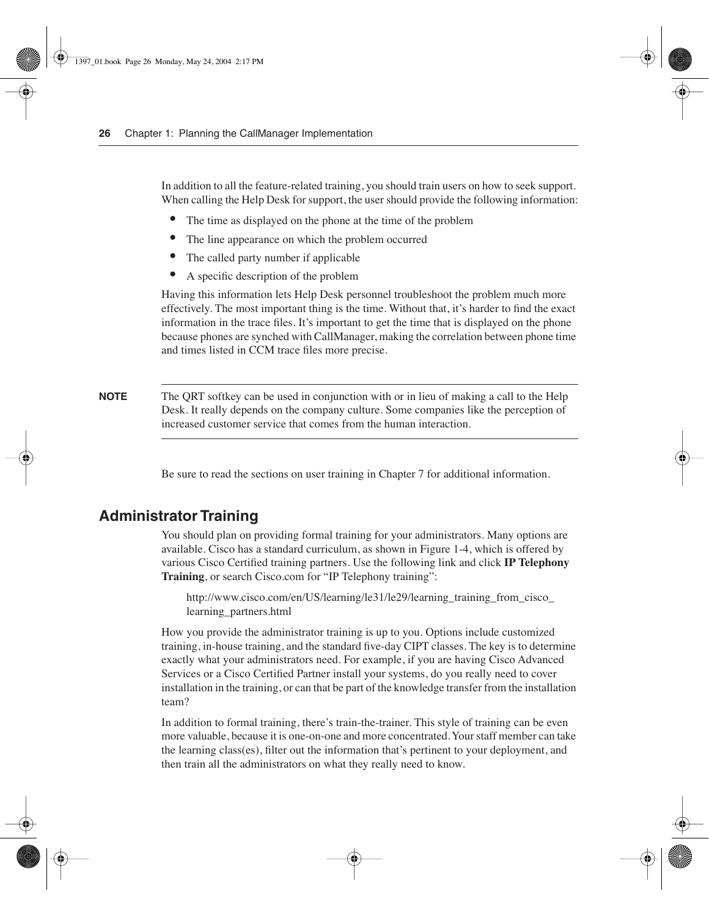In addition to all the feature-related training, you should train users on how to seek support. When calling the Help Desk for support, the user should provide the following information:

- The time as displayed on the phone at the time of the problem
- The line appearance on which the problem occurred
- The called party number if applicable
- A specific description of the problem

Having this information lets Help Desk personnel troubleshoot the problem much more effectively. The most important thing is the time. Without that, it's harder to find the exact information in the trace files. It's important to get the time that is displayed on the phone because phones are synched with CallManager, making the correlation between phone time and times listed in CCM trace files more precise.

> **NOTE** The QRT softkey can be used in conjunction with or in lieu of making a call to the Help Desk. It really depends on the company culture. Some companies like the perception of increased customer service that comes from the human interaction.

Be sure to read the sections on user training in Chapter 7 for additional information.

## Administrator Training

You should plan on providing formal training for your administrators. Many options are available. Cisco has a standard curriculum, as shown in Figure 1-4, which is offered by various Cisco Certified training partners. Use the following link and click **IP Telephony Training**, or search Cisco.com for "IP Telephony training":

http://www.cisco.com/en/US/learning/le31/le29/learning_training_from_cisco_learning_partners.html

How you provide the administrator training is up to you. Options include customized training, in-house training, and the standard five-day CIPT classes. The key is to determine exactly what your administrators need. For example, if you are having Cisco Advanced Services or a Cisco Certified Partner install your systems, do you really need to cover installation in the training, or can that be part of the knowledge transfer from the installation team?

In addition to formal training, there's train-the-trainer. This style of training can be even more valuable, because it is one-on-one and more concentrated. Your staff member can take the learning class(es), filter out the information that's pertinent to your deployment, and then train all the administrators on what they really need to know.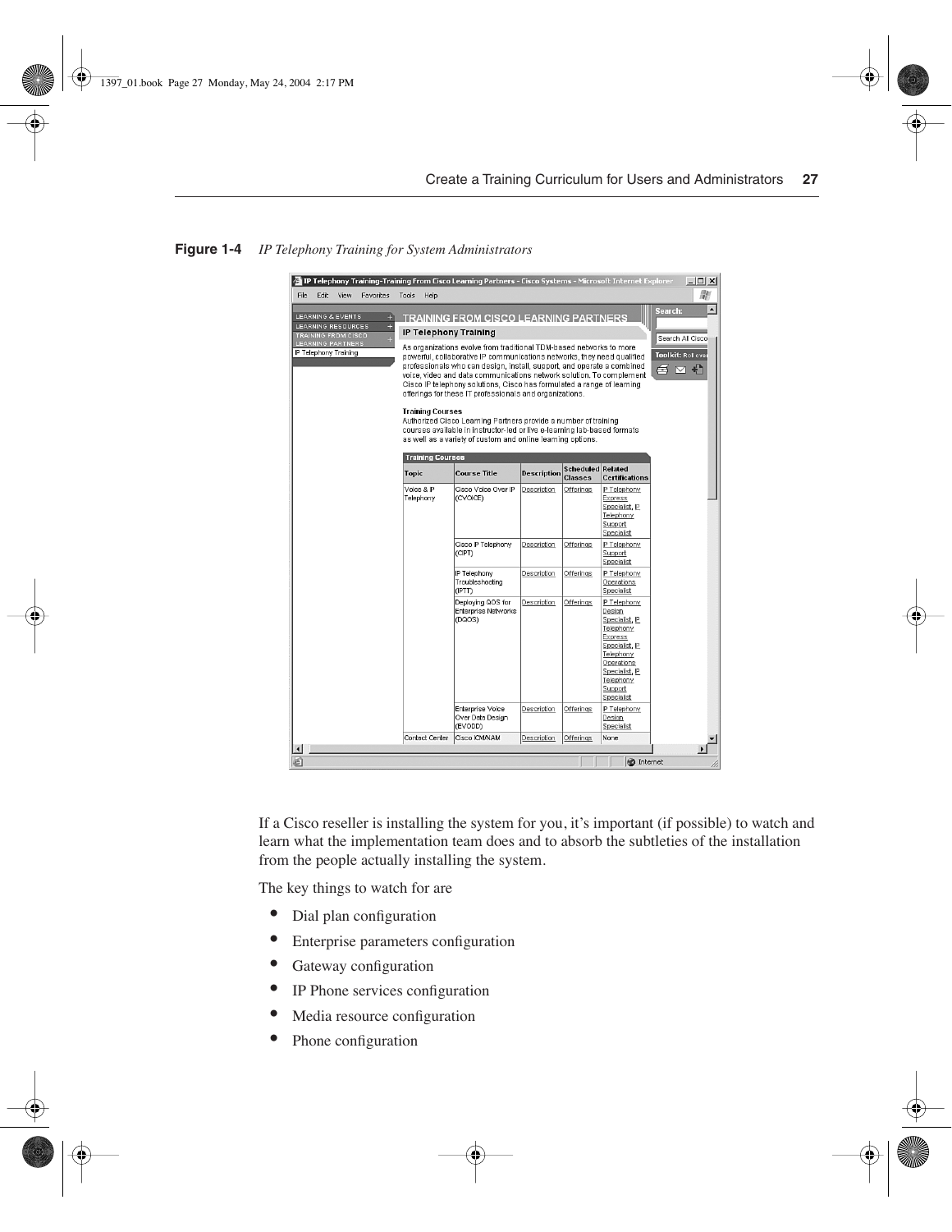**Figure 1-4** *IP Telephony Training for System Administrators*

If a Cisco reseller is installing the system for you, it's important (if possible) to watch and learn what the implementation team does and to absorb the subtleties of the installation from the people actually installing the system.

The key things to watch for are

- Dial plan configuration
- Enterprise parameters configuration
- Gateway configuration
- IP Phone services configuration
- Media resource configuration
- Phone configuration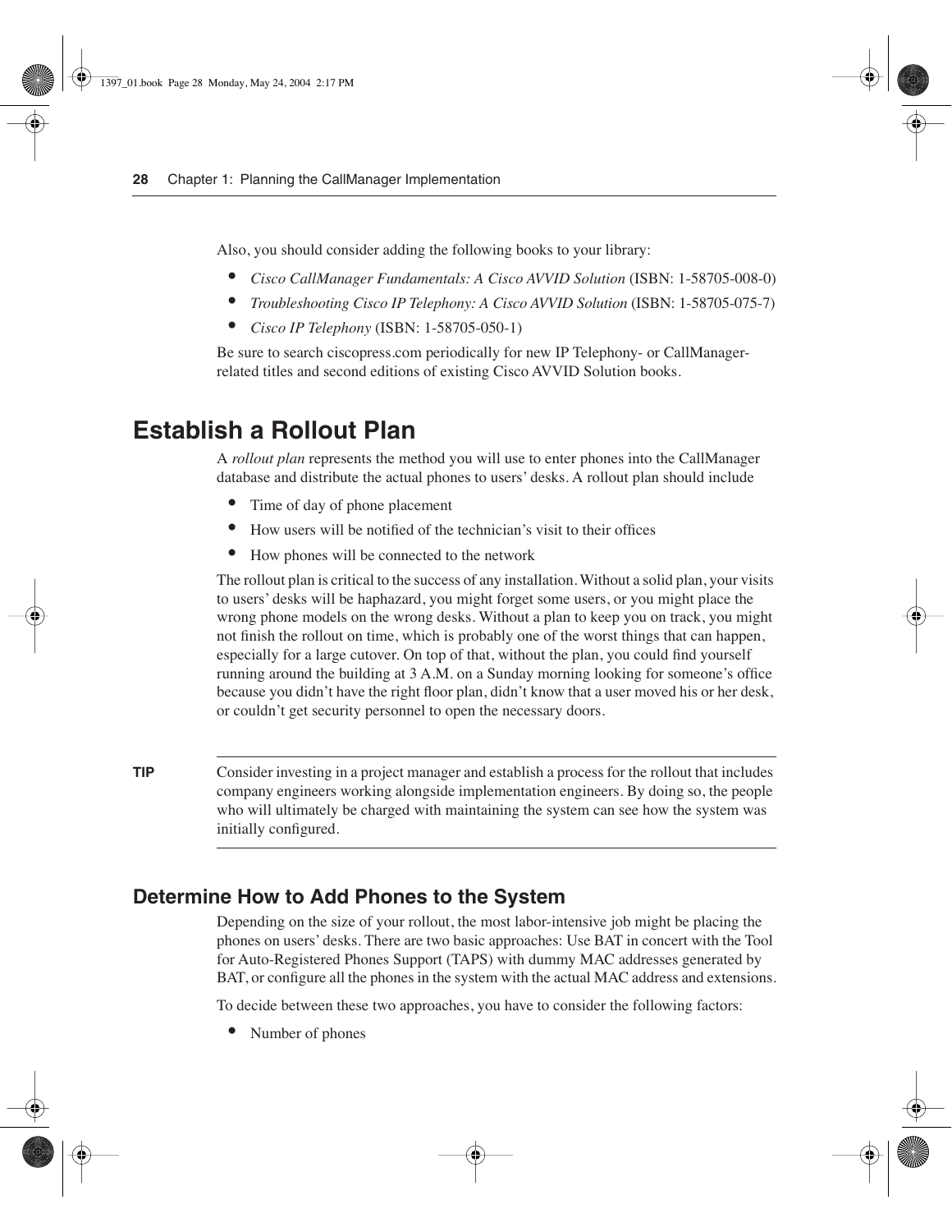Also, you should consider adding the following books to your library:

- *Cisco CallManager Fundamentals: A Cisco AVVID Solution* (ISBN: 1-58705-008-0)
- *Troubleshooting Cisco IP Telephony: A Cisco AVVID Solution* (ISBN: 1-58705-075-7)
- *Cisco IP Telephony* (ISBN: 1-58705-050-1)

Be sure to search ciscopress.com periodically for new IP Telephony- or CallManager-related titles and second editions of existing Cisco AVVID Solution books.

# Establish a Rollout Plan

A *rollout plan* represents the method you will use to enter phones into the CallManager database and distribute the actual phones to users' desks. A rollout plan should include

- Time of day of phone placement
- How users will be notified of the technician's visit to their offices
- How phones will be connected to the network

The rollout plan is critical to the success of any installation. Without a solid plan, your visits to users' desks will be haphazard, you might forget some users, or you might place the wrong phone models on the wrong desks. Without a plan to keep you on track, you might not finish the rollout on time, which is probably one of the worst things that can happen, especially for a large cutover. On top of that, without the plan, you could find yourself running around the building at 3 A.M. on a Sunday morning looking for someone's office because you didn't have the right floor plan, didn't know that a user moved his or her desk, or couldn't get security personnel to open the necessary doors.

---

**TIP** Consider investing in a project manager and establish a process for the rollout that includes company engineers working alongside implementation engineers. By doing so, the people who will ultimately be charged with maintaining the system can see how the system was initially configured.

---

## Determine How to Add Phones to the System

Depending on the size of your rollout, the most labor-intensive job might be placing the phones on users' desks. There are two basic approaches: Use BAT in concert with the Tool for Auto-Registered Phones Support (TAPS) with dummy MAC addresses generated by BAT, or configure all the phones in the system with the actual MAC address and extensions.

To decide between these two approaches, you have to consider the following factors:

- Number of phones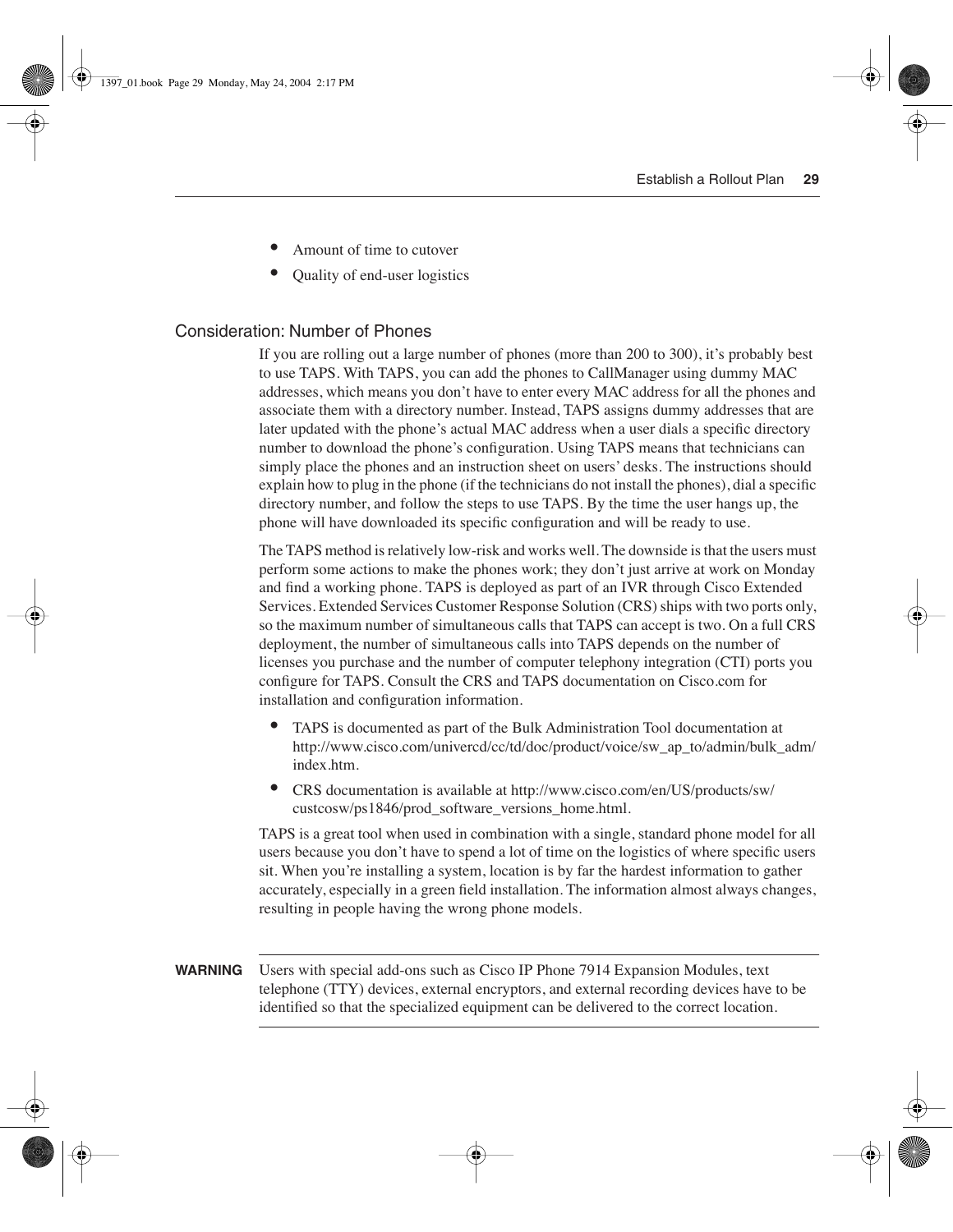- Amount of time to cutover
- Quality of end-user logistics

## Consideration: Number of Phones

If you are rolling out a large number of phones (more than 200 to 300), it's probably best to use TAPS. With TAPS, you can add the phones to CallManager using dummy MAC addresses, which means you don't have to enter every MAC address for all the phones and associate them with a directory number. Instead, TAPS assigns dummy addresses that are later updated with the phone's actual MAC address when a user dials a specific directory number to download the phone's configuration. Using TAPS means that technicians can simply place the phones and an instruction sheet on users' desks. The instructions should explain how to plug in the phone (if the technicians do not install the phones), dial a specific directory number, and follow the steps to use TAPS. By the time the user hangs up, the phone will have downloaded its specific configuration and will be ready to use.

The TAPS method is relatively low-risk and works well. The downside is that the users must perform some actions to make the phones work; they don't just arrive at work on Monday and find a working phone. TAPS is deployed as part of an IVR through Cisco Extended Services. Extended Services Customer Response Solution (CRS) ships with two ports only, so the maximum number of simultaneous calls that TAPS can accept is two. On a full CRS deployment, the number of simultaneous calls into TAPS depends on the number of licenses you purchase and the number of computer telephony integration (CTI) ports you configure for TAPS. Consult the CRS and TAPS documentation on Cisco.com for installation and configuration information.

- TAPS is documented as part of the Bulk Administration Tool documentation at http://www.cisco.com/univercd/cc/td/doc/product/voice/sw_ap_to/admin/bulk_adm/index.htm.
- CRS documentation is available at http://www.cisco.com/en/US/products/sw/custcosw/ps1846/prod_software_versions_home.html.

TAPS is a great tool when used in combination with a single, standard phone model for all users because you don't have to spend a lot of time on the logistics of where specific users sit. When you're installing a system, location is by far the hardest information to gather accurately, especially in a green field installation. The information almost always changes, resulting in people having the wrong phone models.

**WARNING** Users with special add-ons such as Cisco IP Phone 7914 Expansion Modules, text telephone (TTY) devices, external encryptors, and external recording devices have to be identified so that the specialized equipment can be delivered to the correct location.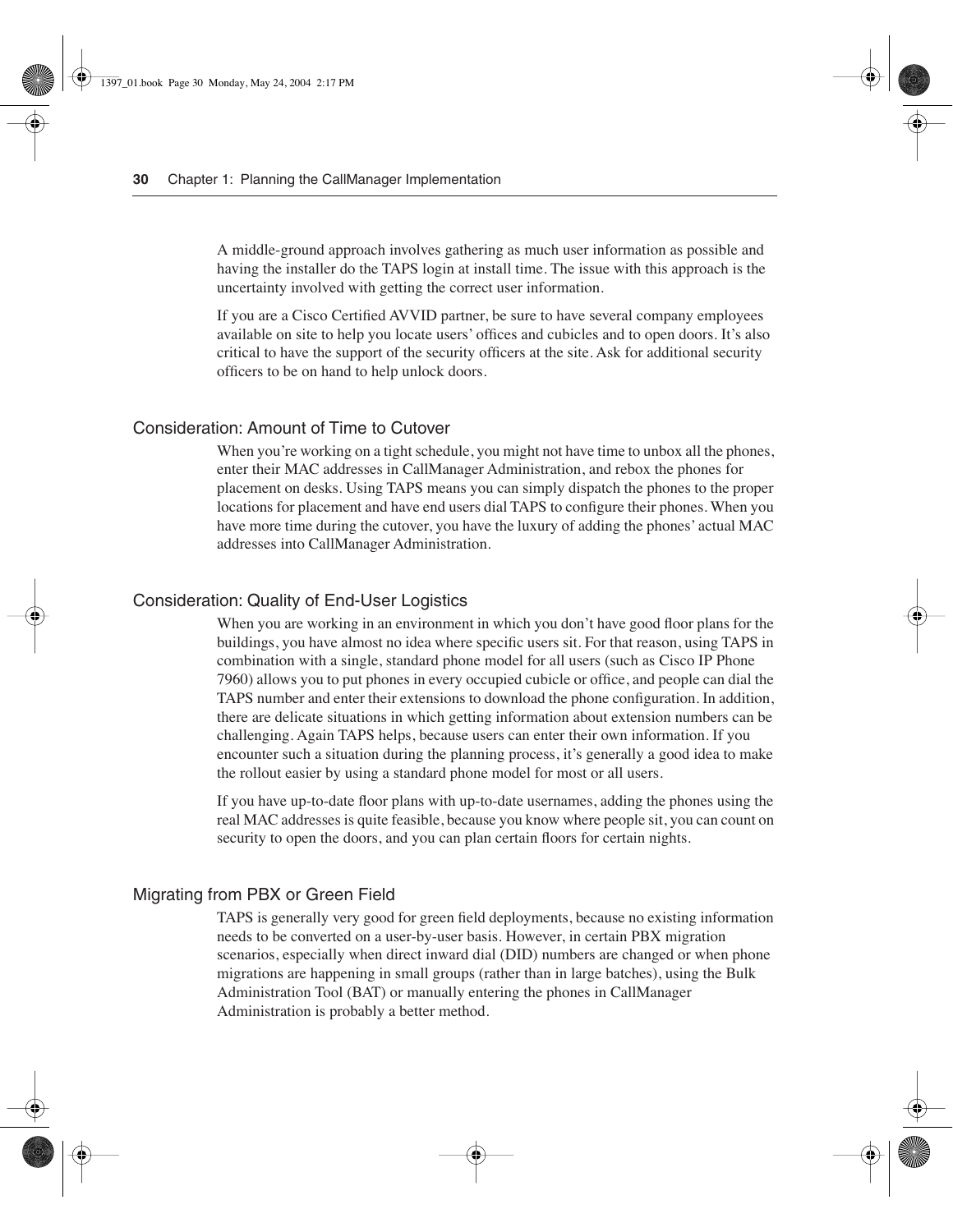A middle-ground approach involves gathering as much user information as possible and having the installer do the TAPS login at install time. The issue with this approach is the uncertainty involved with getting the correct user information.

If you are a Cisco Certified AVVID partner, be sure to have several company employees available on site to help you locate users' offices and cubicles and to open doors. It's also critical to have the support of the security officers at the site. Ask for additional security officers to be on hand to help unlock doors.

### Consideration: Amount of Time to Cutover

When you're working on a tight schedule, you might not have time to unbox all the phones, enter their MAC addresses in CallManager Administration, and rebox the phones for placement on desks. Using TAPS means you can simply dispatch the phones to the proper locations for placement and have end users dial TAPS to configure their phones. When you have more time during the cutover, you have the luxury of adding the phones' actual MAC addresses into CallManager Administration.

### Consideration: Quality of End-User Logistics

When you are working in an environment in which you don't have good floor plans for the buildings, you have almost no idea where specific users sit. For that reason, using TAPS in combination with a single, standard phone model for all users (such as Cisco IP Phone 7960) allows you to put phones in every occupied cubicle or office, and people can dial the TAPS number and enter their extensions to download the phone configuration. In addition, there are delicate situations in which getting information about extension numbers can be challenging. Again TAPS helps, because users can enter their own information. If you encounter such a situation during the planning process, it's generally a good idea to make the rollout easier by using a standard phone model for most or all users.

If you have up-to-date floor plans with up-to-date usernames, adding the phones using the real MAC addresses is quite feasible, because you know where people sit, you can count on security to open the doors, and you can plan certain floors for certain nights.

### Migrating from PBX or Green Field

TAPS is generally very good for green field deployments, because no existing information needs to be converted on a user-by-user basis. However, in certain PBX migration scenarios, especially when direct inward dial (DID) numbers are changed or when phone migrations are happening in small groups (rather than in large batches), using the Bulk Administration Tool (BAT) or manually entering the phones in CallManager Administration is probably a better method.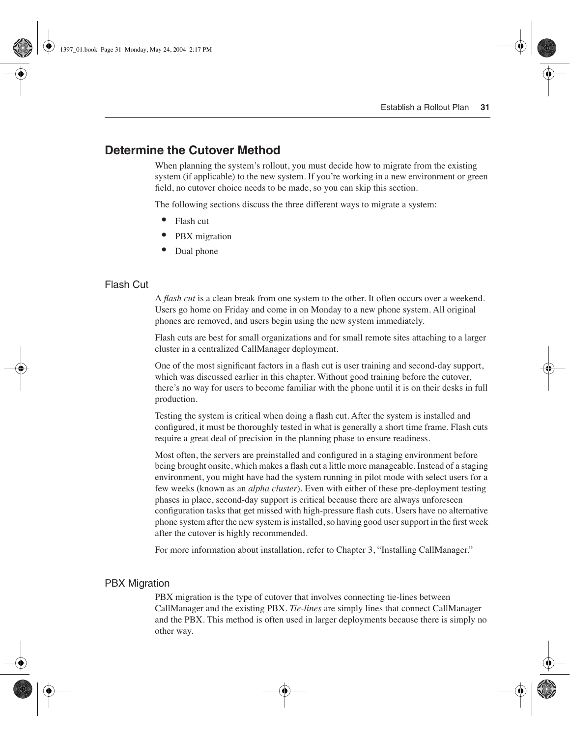## Determine the Cutover Method

When planning the system's rollout, you must decide how to migrate from the existing system (if applicable) to the new system. If you're working in a new environment or green field, no cutover choice needs to be made, so you can skip this section.

The following sections discuss the three different ways to migrate a system:

- Flash cut
- PBX migration
- Dual phone

### Flash Cut

A *flash cut* is a clean break from one system to the other. It often occurs over a weekend. Users go home on Friday and come in on Monday to a new phone system. All original phones are removed, and users begin using the new system immediately.

Flash cuts are best for small organizations and for small remote sites attaching to a larger cluster in a centralized CallManager deployment.

One of the most significant factors in a flash cut is user training and second-day support, which was discussed earlier in this chapter. Without good training before the cutover, there's no way for users to become familiar with the phone until it is on their desks in full production.

Testing the system is critical when doing a flash cut. After the system is installed and configured, it must be thoroughly tested in what is generally a short time frame. Flash cuts require a great deal of precision in the planning phase to ensure readiness.

Most often, the servers are preinstalled and configured in a staging environment before being brought onsite, which makes a flash cut a little more manageable. Instead of a staging environment, you might have had the system running in pilot mode with select users for a few weeks (known as an *alpha cluster*). Even with either of these pre-deployment testing phases in place, second-day support is critical because there are always unforeseen configuration tasks that get missed with high-pressure flash cuts. Users have no alternative phone system after the new system is installed, so having good user support in the first week after the cutover is highly recommended.

For more information about installation, refer to Chapter 3, "Installing CallManager."

### PBX Migration

PBX migration is the type of cutover that involves connecting tie-lines between CallManager and the existing PBX. *Tie-lines* are simply lines that connect CallManager and the PBX. This method is often used in larger deployments because there is simply no other way.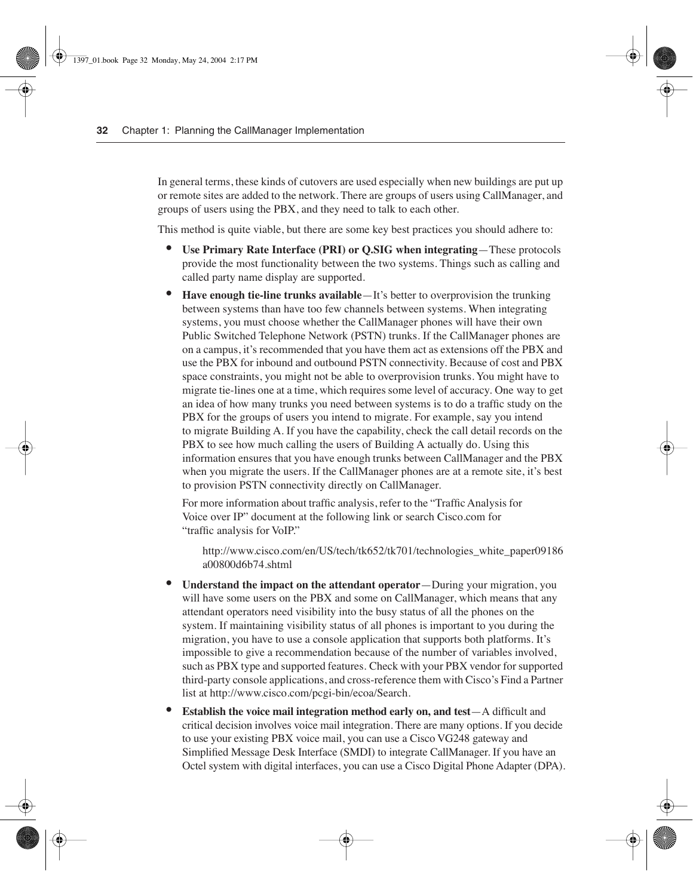In general terms, these kinds of cutovers are used especially when new buildings are put up or remote sites are added to the network. There are groups of users using CallManager, and groups of users using the PBX, and they need to talk to each other.

This method is quite viable, but there are some key best practices you should adhere to:

- **Use Primary Rate Interface (PRI) or Q.SIG when integrating**—These protocols provide the most functionality between the two systems. Things such as calling and called party name display are supported.
- **Have enough tie-line trunks available**—It's better to overprovision the trunking between systems than have too few channels between systems. When integrating systems, you must choose whether the CallManager phones will have their own Public Switched Telephone Network (PSTN) trunks. If the CallManager phones are on a campus, it's recommended that you have them act as extensions off the PBX and use the PBX for inbound and outbound PSTN connectivity. Because of cost and PBX space constraints, you might not be able to overprovision trunks. You might have to migrate tie-lines one at a time, which requires some level of accuracy. One way to get an idea of how many trunks you need between systems is to do a traffic study on the PBX for the groups of users you intend to migrate. For example, say you intend to migrate Building A. If you have the capability, check the call detail records on the PBX to see how much calling the users of Building A actually do. Using this information ensures that you have enough trunks between CallManager and the PBX when you migrate the users. If the CallManager phones are at a remote site, it's best to provision PSTN connectivity directly on CallManager.

  For more information about traffic analysis, refer to the "Traffic Analysis for Voice over IP" document at the following link or search Cisco.com for "traffic analysis for VoIP."

  http://www.cisco.com/en/US/tech/tk652/tk701/technologies_white_paper09186a00800d6b74.shtml

- **Understand the impact on the attendant operator**—During your migration, you will have some users on the PBX and some on CallManager, which means that any attendant operators need visibility into the busy status of all the phones on the system. If maintaining visibility status of all phones is important to you during the migration, you have to use a console application that supports both platforms. It's impossible to give a recommendation because of the number of variables involved, such as PBX type and supported features. Check with your PBX vendor for supported third-party console applications, and cross-reference them with Cisco's Find a Partner list at http://www.cisco.com/pcgi-bin/ecoa/Search.
- **Establish the voice mail integration method early on, and test**—A difficult and critical decision involves voice mail integration. There are many options. If you decide to use your existing PBX voice mail, you can use a Cisco VG248 gateway and Simplified Message Desk Interface (SMDI) to integrate CallManager. If you have an Octel system with digital interfaces, you can use a Cisco Digital Phone Adapter (DPA).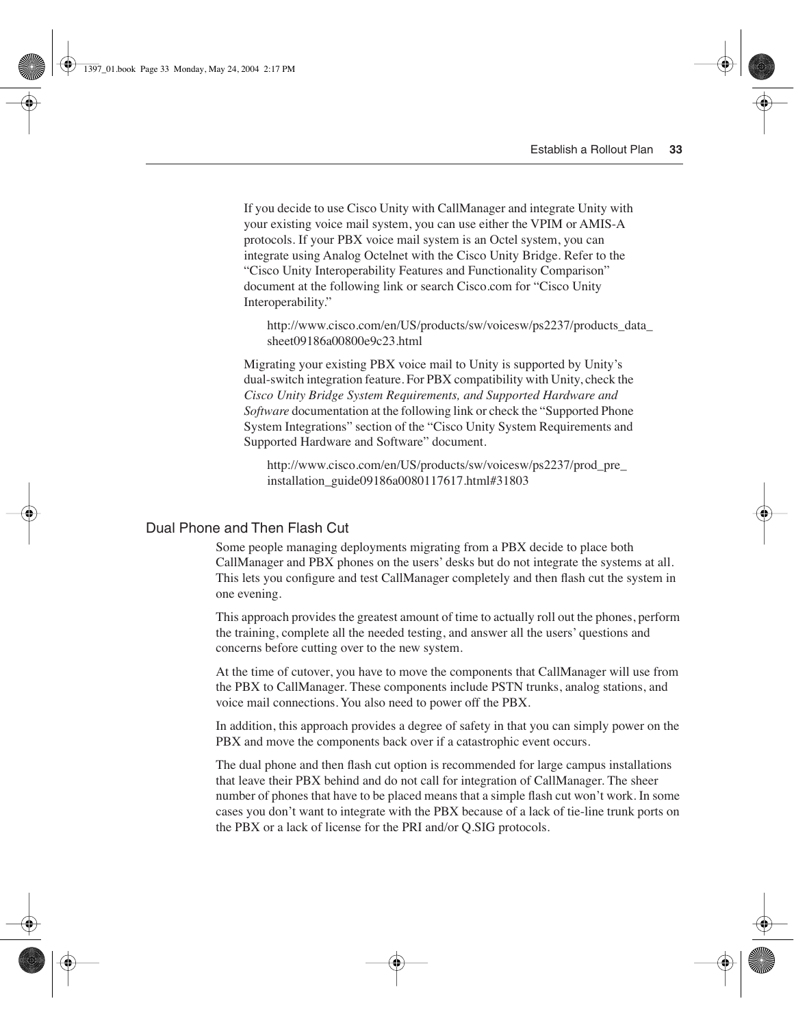If you decide to use Cisco Unity with CallManager and integrate Unity with your existing voice mail system, you can use either the VPIM or AMIS-A protocols. If your PBX voice mail system is an Octel system, you can integrate using Analog Octelnet with the Cisco Unity Bridge. Refer to the "Cisco Unity Interoperability Features and Functionality Comparison" document at the following link or search Cisco.com for "Cisco Unity Interoperability."

> http://www.cisco.com/en/US/products/sw/voicesw/ps2237/products_data_sheet09186a00800e9c23.html

Migrating your existing PBX voice mail to Unity is supported by Unity's dual-switch integration feature. For PBX compatibility with Unity, check the *Cisco Unity Bridge System Requirements, and Supported Hardware and Software* documentation at the following link or check the "Supported Phone System Integrations" section of the "Cisco Unity System Requirements and Supported Hardware and Software" document.

> http://www.cisco.com/en/US/products/sw/voicesw/ps2237/prod_pre_installation_guide09186a0080117617.html#31803

## Dual Phone and Then Flash Cut

Some people managing deployments migrating from a PBX decide to place both CallManager and PBX phones on the users' desks but do not integrate the systems at all. This lets you configure and test CallManager completely and then flash cut the system in one evening.

This approach provides the greatest amount of time to actually roll out the phones, perform the training, complete all the needed testing, and answer all the users' questions and concerns before cutting over to the new system.

At the time of cutover, you have to move the components that CallManager will use from the PBX to CallManager. These components include PSTN trunks, analog stations, and voice mail connections. You also need to power off the PBX.

In addition, this approach provides a degree of safety in that you can simply power on the PBX and move the components back over if a catastrophic event occurs.

The dual phone and then flash cut option is recommended for large campus installations that leave their PBX behind and do not call for integration of CallManager. The sheer number of phones that have to be placed means that a simple flash cut won't work. In some cases you don't want to integrate with the PBX because of a lack of tie-line trunk ports on the PBX or a lack of license for the PRI and/or Q.SIG protocols.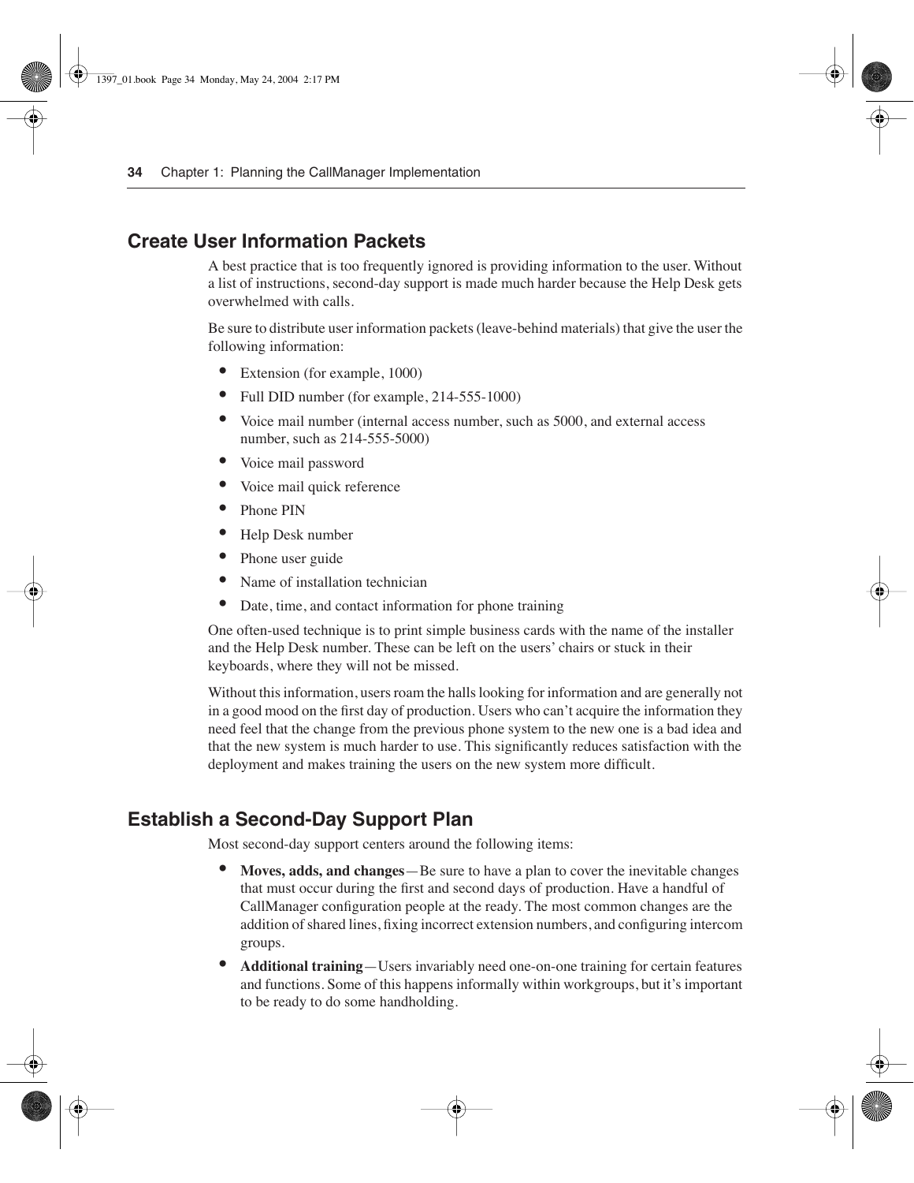## Create User Information Packets

A best practice that is too frequently ignored is providing information to the user. Without a list of instructions, second-day support is made much harder because the Help Desk gets overwhelmed with calls.

Be sure to distribute user information packets (leave-behind materials) that give the user the following information:

- Extension (for example, 1000)
- Full DID number (for example, 214-555-1000)
- Voice mail number (internal access number, such as 5000, and external access number, such as 214-555-5000)
- Voice mail password
- Voice mail quick reference
- Phone PIN
- Help Desk number
- Phone user guide
- Name of installation technician
- Date, time, and contact information for phone training

One often-used technique is to print simple business cards with the name of the installer and the Help Desk number. These can be left on the users' chairs or stuck in their keyboards, where they will not be missed.

Without this information, users roam the halls looking for information and are generally not in a good mood on the first day of production. Users who can't acquire the information they need feel that the change from the previous phone system to the new one is a bad idea and that the new system is much harder to use. This significantly reduces satisfaction with the deployment and makes training the users on the new system more difficult.

## Establish a Second-Day Support Plan

Most second-day support centers around the following items:

- **Moves, adds, and changes**—Be sure to have a plan to cover the inevitable changes that must occur during the first and second days of production. Have a handful of CallManager configuration people at the ready. The most common changes are the addition of shared lines, fixing incorrect extension numbers, and configuring intercom groups.
- **Additional training**—Users invariably need one-on-one training for certain features and functions. Some of this happens informally within workgroups, but it's important to be ready to do some handholding.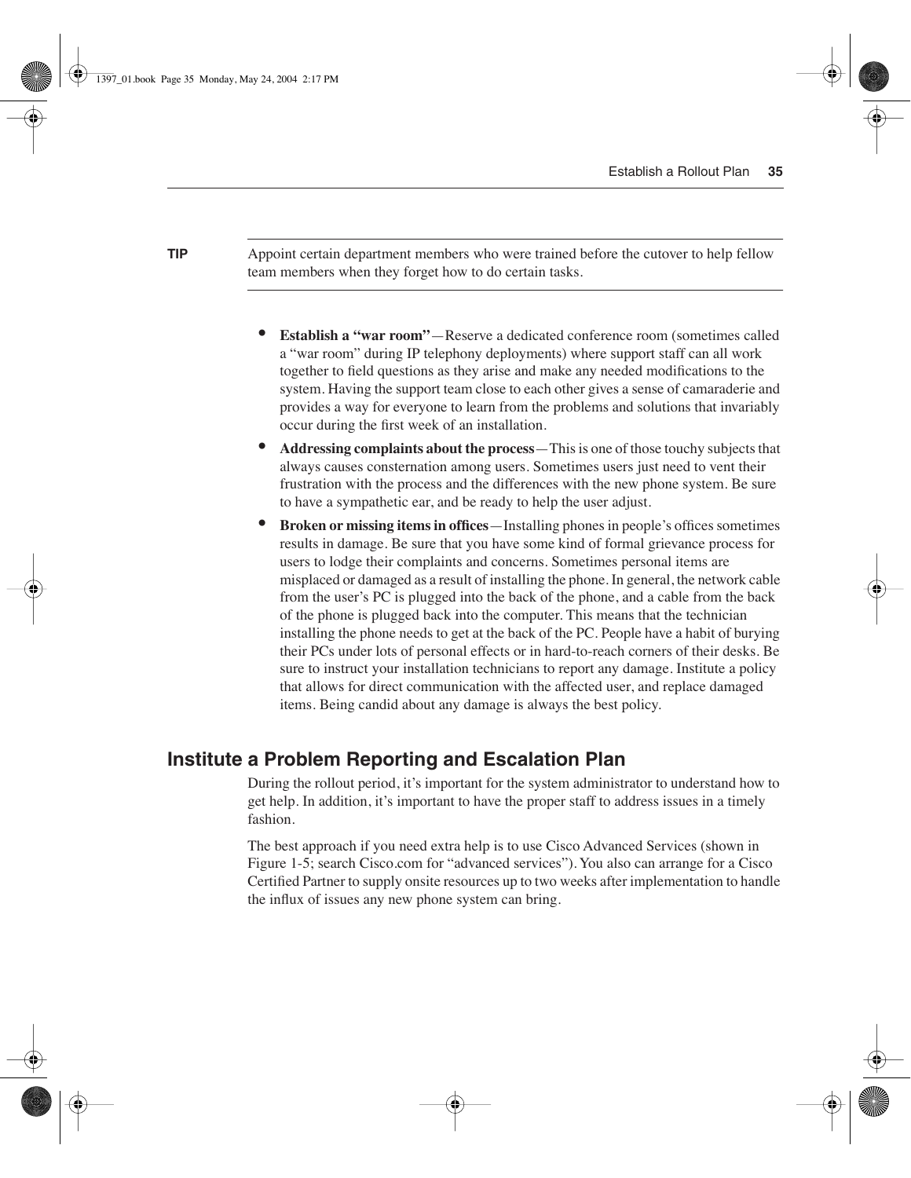**TIP** Appoint certain department members who were trained before the cutover to help fellow team members when they forget how to do certain tasks.

- **Establish a "war room"**—Reserve a dedicated conference room (sometimes called a "war room" during IP telephony deployments) where support staff can all work together to field questions as they arise and make any needed modifications to the system. Having the support team close to each other gives a sense of camaraderie and provides a way for everyone to learn from the problems and solutions that invariably occur during the first week of an installation.
- **Addressing complaints about the process**—This is one of those touchy subjects that always causes consternation among users. Sometimes users just need to vent their frustration with the process and the differences with the new phone system. Be sure to have a sympathetic ear, and be ready to help the user adjust.
- **Broken or missing items in offices**—Installing phones in people's offices sometimes results in damage. Be sure that you have some kind of formal grievance process for users to lodge their complaints and concerns. Sometimes personal items are misplaced or damaged as a result of installing the phone. In general, the network cable from the user's PC is plugged into the back of the phone, and a cable from the back of the phone is plugged back into the computer. This means that the technician installing the phone needs to get at the back of the PC. People have a habit of burying their PCs under lots of personal effects or in hard-to-reach corners of their desks. Be sure to instruct your installation technicians to report any damage. Institute a policy that allows for direct communication with the affected user, and replace damaged items. Being candid about any damage is always the best policy.

## Institute a Problem Reporting and Escalation Plan

During the rollout period, it's important for the system administrator to understand how to get help. In addition, it's important to have the proper staff to address issues in a timely fashion.

The best approach if you need extra help is to use Cisco Advanced Services (shown in Figure 1-5; search Cisco.com for "advanced services"). You also can arrange for a Cisco Certified Partner to supply onsite resources up to two weeks after implementation to handle the influx of issues any new phone system can bring.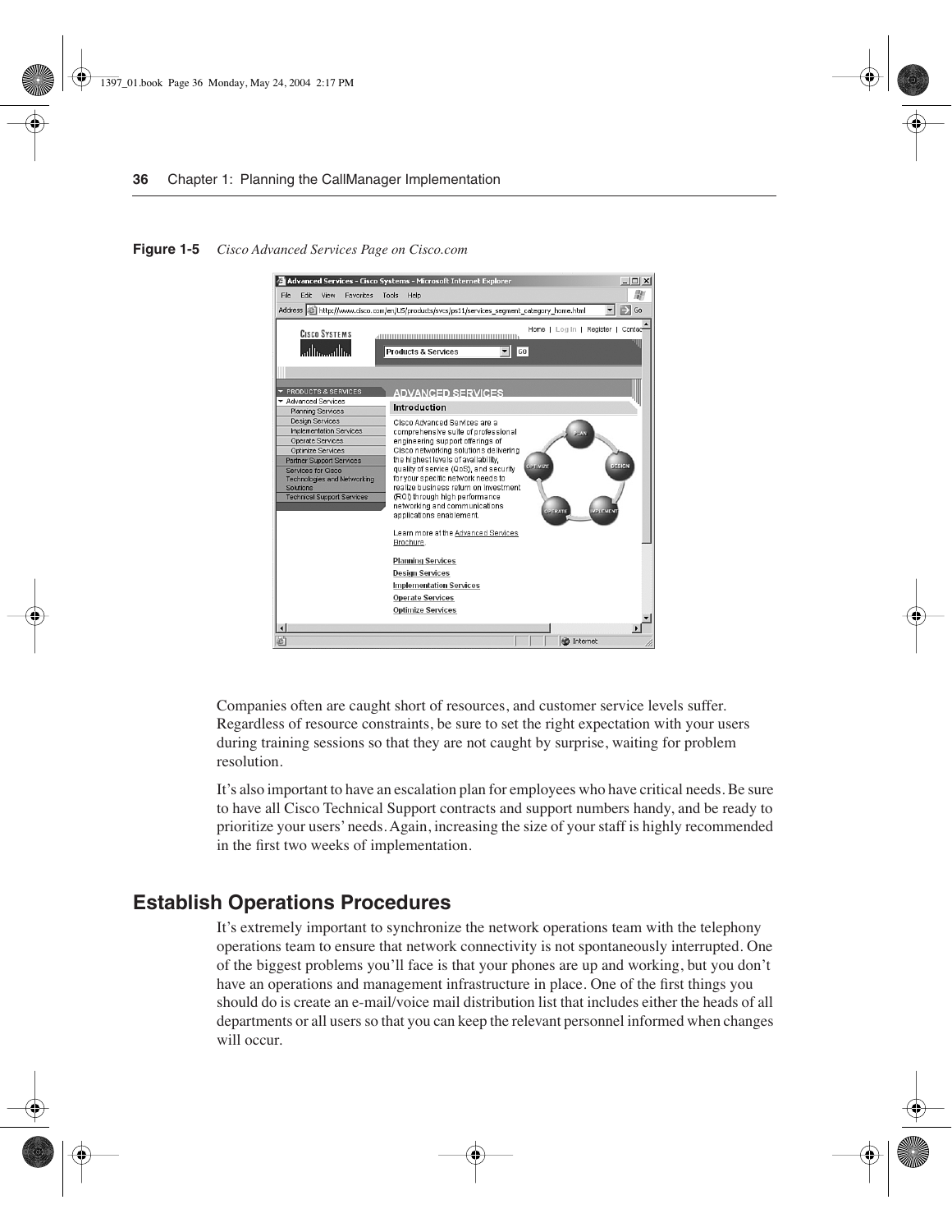**Figure 1-5** *Cisco Advanced Services Page on Cisco.com*

Companies often are caught short of resources, and customer service levels suffer. Regardless of resource constraints, be sure to set the right expectation with your users during training sessions so that they are not caught by surprise, waiting for problem resolution.

It's also important to have an escalation plan for employees who have critical needs. Be sure to have all Cisco Technical Support contracts and support numbers handy, and be ready to prioritize your users' needs. Again, increasing the size of your staff is highly recommended in the first two weeks of implementation.

## Establish Operations Procedures

It's extremely important to synchronize the network operations team with the telephony operations team to ensure that network connectivity is not spontaneously interrupted. One of the biggest problems you'll face is that your phones are up and working, but you don't have an operations and management infrastructure in place. One of the first things you should do is create an e-mail/voice mail distribution list that includes either the heads of all departments or all users so that you can keep the relevant personnel informed when changes will occur.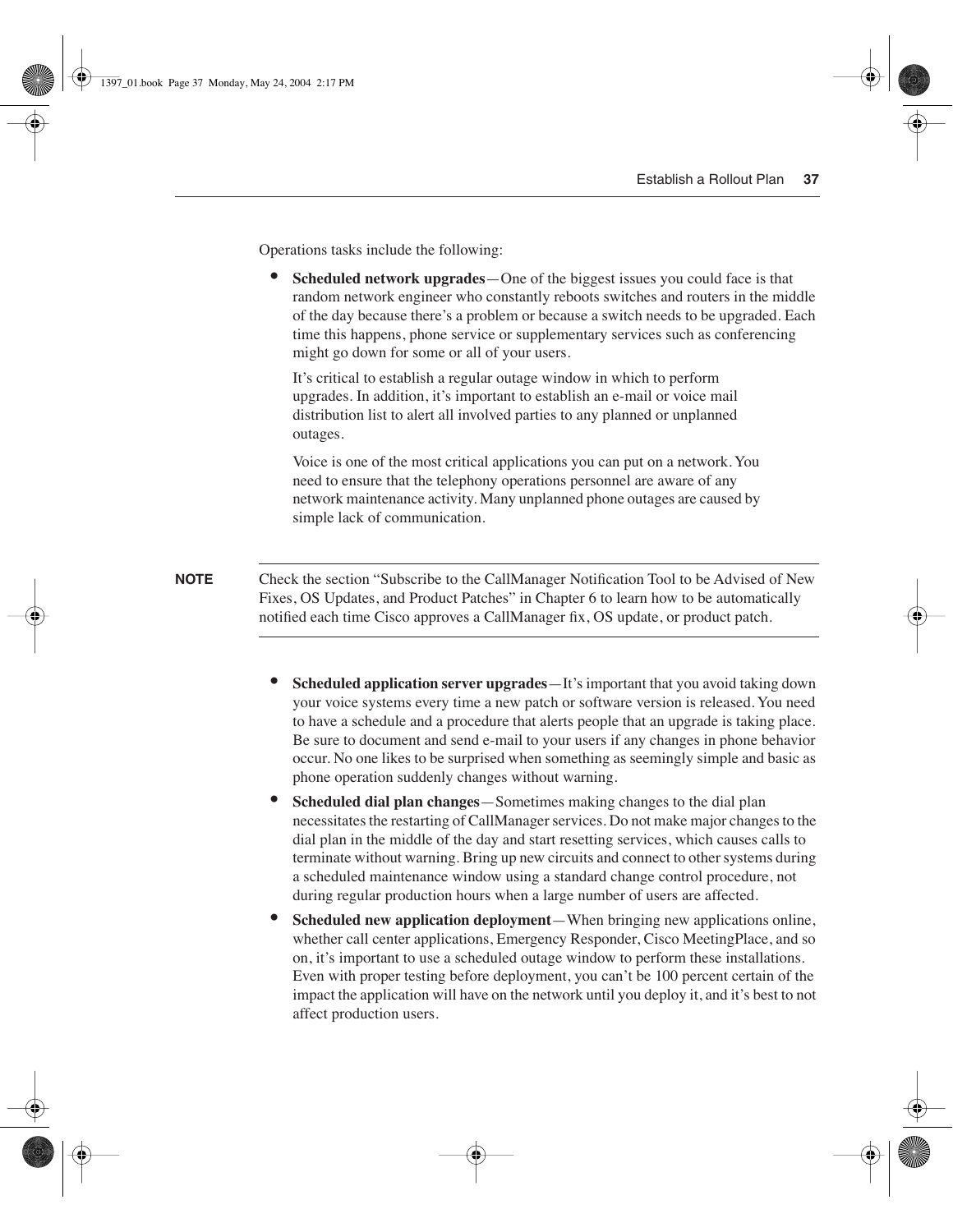Operations tasks include the following:

- **Scheduled network upgrades**—One of the biggest issues you could face is that random network engineer who constantly reboots switches and routers in the middle of the day because there's a problem or because a switch needs to be upgraded. Each time this happens, phone service or supplementary services such as conferencing might go down for some or all of your users.

  It's critical to establish a regular outage window in which to perform upgrades. In addition, it's important to establish an e-mail or voice mail distribution list to alert all involved parties to any planned or unplanned outages.

  Voice is one of the most critical applications you can put on a network. You need to ensure that the telephony operations personnel are aware of any network maintenance activity. Many unplanned phone outages are caused by simple lack of communication.

**NOTE** Check the section "Subscribe to the CallManager Notification Tool to be Advised of New Fixes, OS Updates, and Product Patches" in Chapter 6 to learn how to be automatically notified each time Cisco approves a CallManager fix, OS update, or product patch.

- **Scheduled application server upgrades**—It's important that you avoid taking down your voice systems every time a new patch or software version is released. You need to have a schedule and a procedure that alerts people that an upgrade is taking place. Be sure to document and send e-mail to your users if any changes in phone behavior occur. No one likes to be surprised when something as seemingly simple and basic as phone operation suddenly changes without warning.
- **Scheduled dial plan changes**—Sometimes making changes to the dial plan necessitates the restarting of CallManager services. Do not make major changes to the dial plan in the middle of the day and start resetting services, which causes calls to terminate without warning. Bring up new circuits and connect to other systems during a scheduled maintenance window using a standard change control procedure, not during regular production hours when a large number of users are affected.
- **Scheduled new application deployment**—When bringing new applications online, whether call center applications, Emergency Responder, Cisco MeetingPlace, and so on, it's important to use a scheduled outage window to perform these installations. Even with proper testing before deployment, you can't be 100 percent certain of the impact the application will have on the network until you deploy it, and it's best to not affect production users.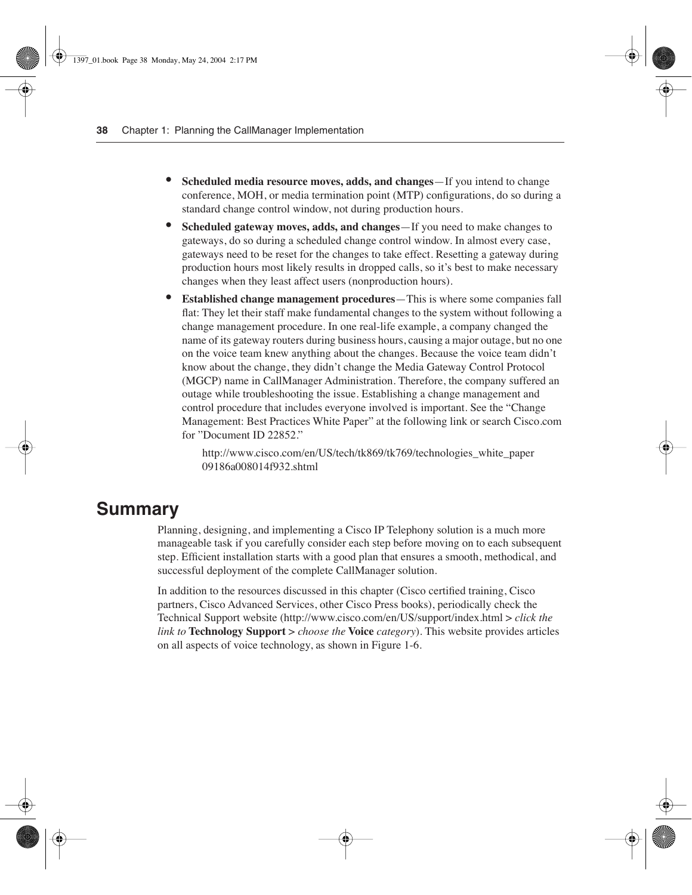- **Scheduled media resource moves, adds, and changes**—If you intend to change conference, MOH, or media termination point (MTP) configurations, do so during a standard change control window, not during production hours.
- **Scheduled gateway moves, adds, and changes**—If you need to make changes to gateways, do so during a scheduled change control window. In almost every case, gateways need to be reset for the changes to take effect. Resetting a gateway during production hours most likely results in dropped calls, so it's best to make necessary changes when they least affect users (nonproduction hours).
- **Established change management procedures**—This is where some companies fall flat: They let their staff make fundamental changes to the system without following a change management procedure. In one real-life example, a company changed the name of its gateway routers during business hours, causing a major outage, but no one on the voice team knew anything about the changes. Because the voice team didn't know about the change, they didn't change the Media Gateway Control Protocol (MGCP) name in CallManager Administration. Therefore, the company suffered an outage while troubleshooting the issue. Establishing a change management and control procedure that includes everyone involved is important. See the "Change Management: Best Practices White Paper" at the following link or search Cisco.com for "Document ID 22852."

  http://www.cisco.com/en/US/tech/tk869/tk769/technologies_white_paper09186a008014f932.shtml

## Summary

Planning, designing, and implementing a Cisco IP Telephony solution is a much more manageable task if you carefully consider each step before moving on to each subsequent step. Efficient installation starts with a good plan that ensures a smooth, methodical, and successful deployment of the complete CallManager solution.

In addition to the resources discussed in this chapter (Cisco certified training, Cisco partners, Cisco Advanced Services, other Cisco Press books), periodically check the Technical Support website (http://www.cisco.com/en/US/support/index.html > *click the link to* **Technology Support** > *choose the* **Voice** *category*). This website provides articles on all aspects of voice technology, as shown in Figure 1-6.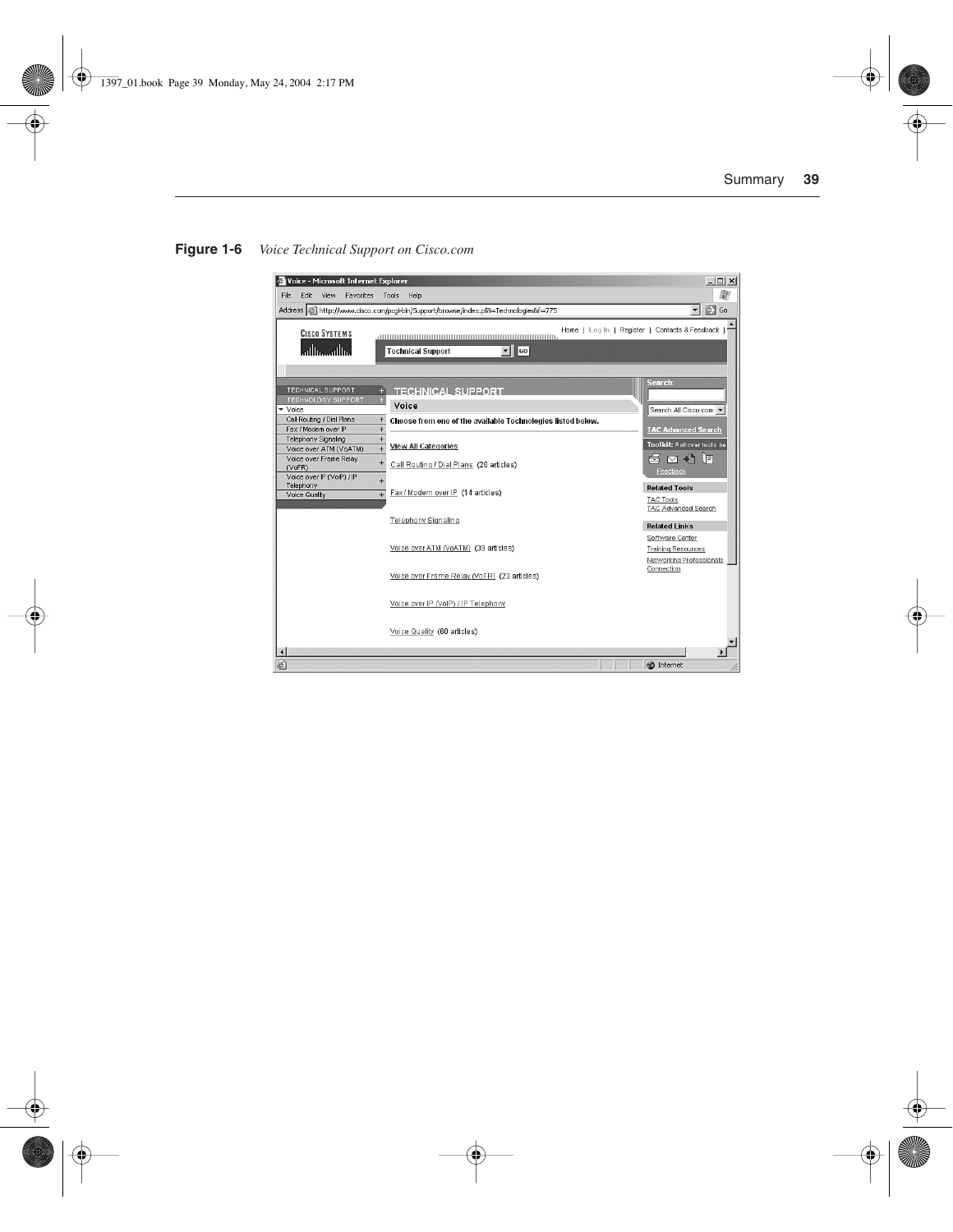**Figure 1-6** *Voice Technical Support on Cisco.com*